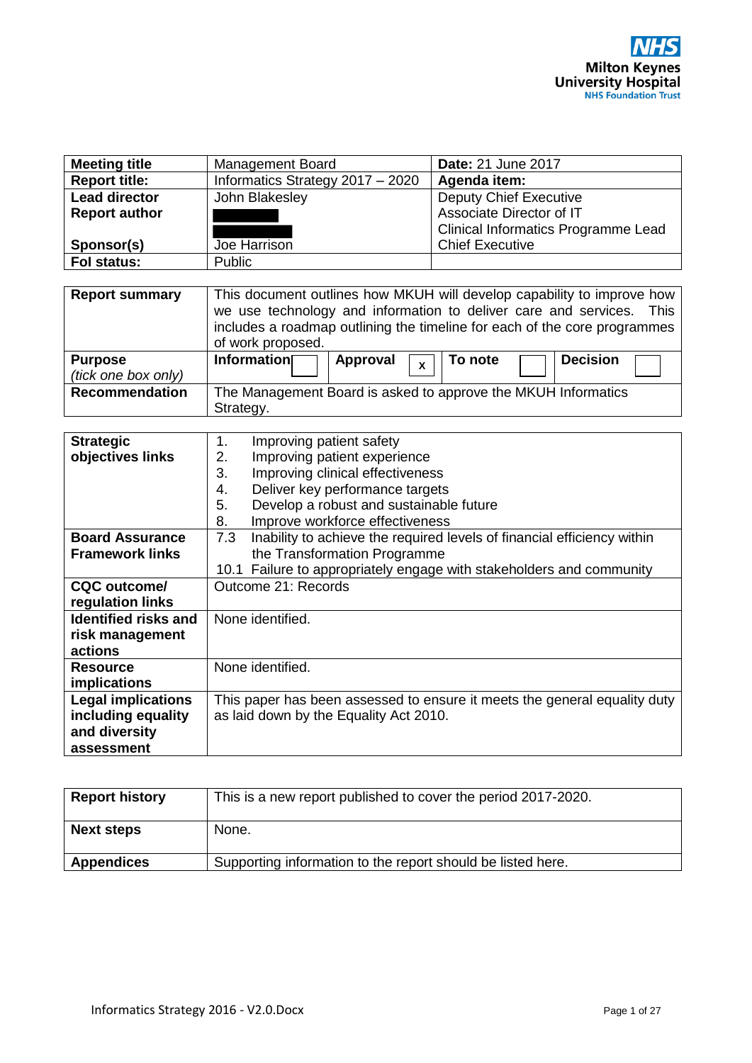Milton Keynes University Hospital
NHS Foundation Trust

| Meeting title | Management Board | **Date:** 21 June 2017 |
|---|---|---|
| **Report title:** | Informatics Strategy 2017 – 2020 | **Agenda item:** |
| **Lead director** | John Blakesley | Deputy Chief Executive |
| **Report author** | ███ | Associate Director of IT |
| | ███ | Clinical Informatics Programme Lead |
| **Sponsor(s)** | Joe Harrison | Chief Executive |
| **FoI status:** | Public | |

| **Report summary** | This document outlines how MKUH will develop capability to improve how we use technology and information to deliver care and services. This includes a roadmap outlining the timeline for each of the core programmes of work proposed. | | | | | | | |
|---|---|---|---|---|---|---|---|---|
| **Purpose** *(tick one box only)* | **Information** | | **Approval** | x | **To note** | | **Decision** | |
| **Recommendation** | The Management Board is asked to approve the MKUH Informatics Strategy. | | | | | | | |

| **Strategic objectives links** | 1. Improving patient safety<br>2. Improving patient experience<br>3. Improving clinical effectiveness<br>4. Deliver key performance targets<br>5. Develop a robust and sustainable future<br>8. Improve workforce effectiveness |
|---|---|
| **Board Assurance Framework links** | 7.3 Inability to achieve the required levels of financial efficiency within the Transformation Programme<br>10.1 Failure to appropriately engage with stakeholders and community |
| **CQC outcome/ regulation links** | Outcome 21: Records |
| **Identified risks and risk management actions** | None identified. |
| **Resource implications** | None identified. |
| **Legal implications including equality and diversity assessment** | This paper has been assessed to ensure it meets the general equality duty as laid down by the Equality Act 2010. |

| **Report history** | This is a new report published to cover the period 2017-2020. |
|---|---|
| **Next steps** | None. |
| **Appendices** | Supporting information to the report should be listed here. |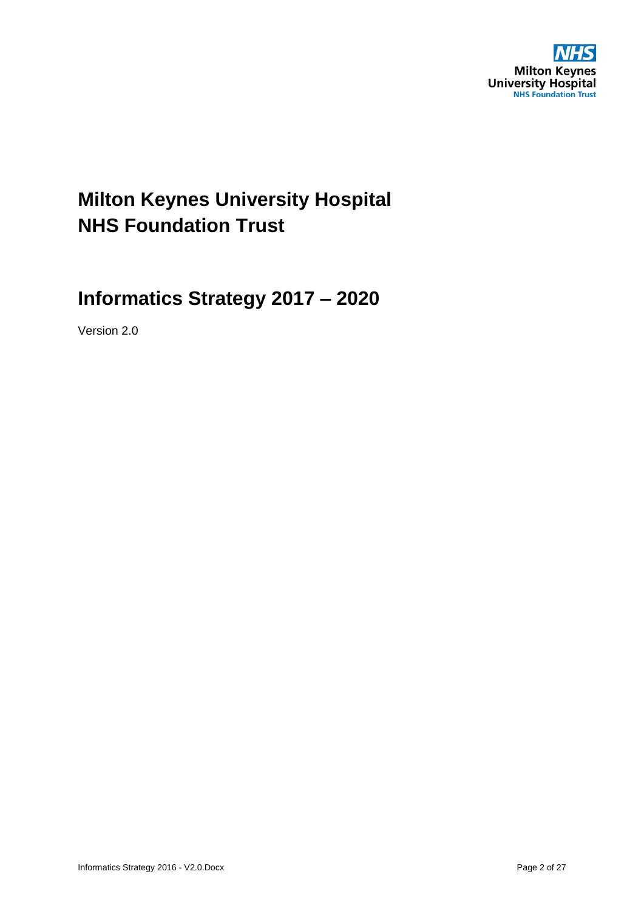# Milton Keynes University Hospital NHS Foundation Trust

# Informatics Strategy 2017 – 2020

Version 2.0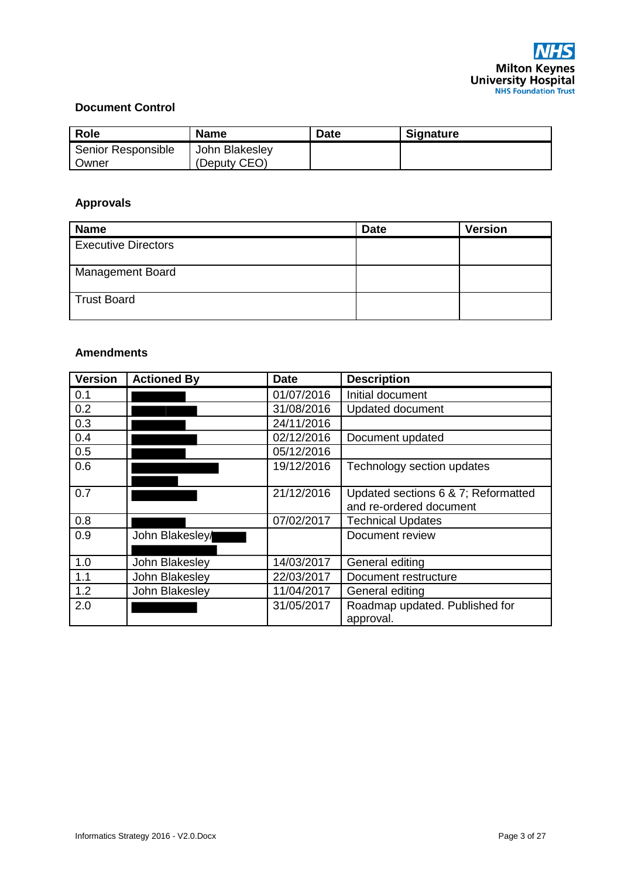### Document Control

| Role | Name | Date | Signature |
|---|---|---|---|
| Senior Responsible Owner | John Blakesley (Deputy CEO) | | |

### Approvals

| Name | Date | Version |
|---|---|---|
| Executive Directors | | |
| Management Board | | |
| Trust Board | | |

### Amendments

| Version | Actioned By | Date | Description |
|---|---|---|---|
| 0.1 | | 01/07/2016 | Initial document |
| 0.2 | | 31/08/2016 | Updated document |
| 0.3 | | 24/11/2016 | |
| 0.4 | | 02/12/2016 | Document updated |
| 0.5 | | 05/12/2016 | |
| 0.6 | | 19/12/2016 | Technology section updates |
| 0.7 | | 21/12/2016 | Updated sections 6 & 7; Reformatted and re-ordered document |
| 0.8 | | 07/02/2017 | Technical Updates |
| 0.9 | John Blakesley/ | | Document review |
| 1.0 | John Blakesley | 14/03/2017 | General editing |
| 1.1 | John Blakesley | 22/03/2017 | Document restructure |
| 1.2 | John Blakesley | 11/04/2017 | General editing |
| 2.0 | | 31/05/2017 | Roadmap updated. Published for approval. |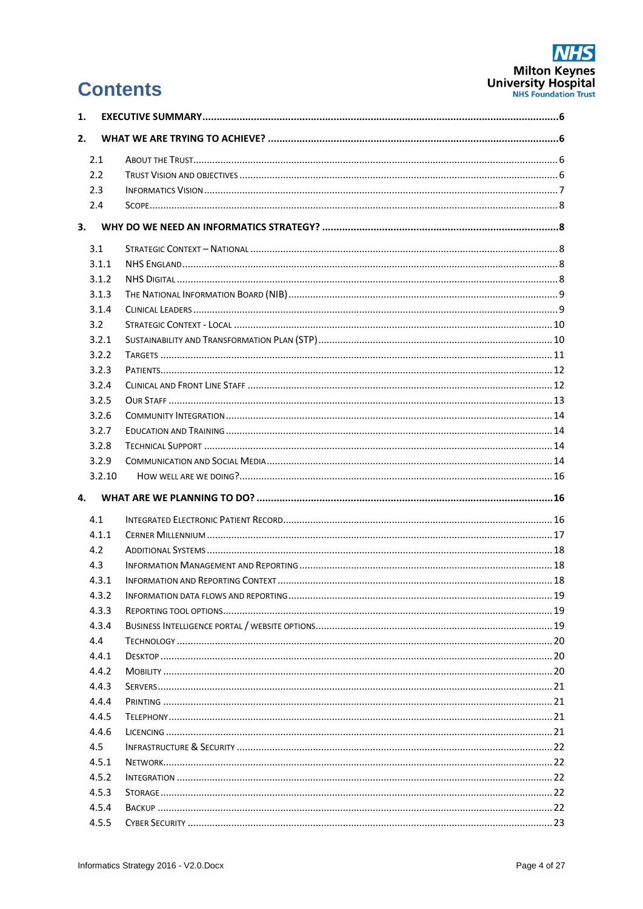# Contents

1. **EXECUTIVE SUMMARY** ........ 6
2. **WHAT WE ARE TRYING TO ACHIEVE?** ........ 6
    - 2.1 ABOUT THE TRUST ........ 6
    - 2.2 TRUST VISION AND OBJECTIVES ........ 6
    - 2.3 INFORMATICS VISION ........ 7
    - 2.4 SCOPE ........ 8
3. **WHY DO WE NEED AN INFORMATICS STRATEGY?** ........ 8
    - 3.1 STRATEGIC CONTEXT – NATIONAL ........ 8
    - 3.1.1 NHS ENGLAND ........ 8
    - 3.1.2 NHS DIGITAL ........ 8
    - 3.1.3 THE NATIONAL INFORMATION BOARD (NIB) ........ 9
    - 3.1.4 CLINICAL LEADERS ........ 9
    - 3.2 STRATEGIC CONTEXT - LOCAL ........ 10
    - 3.2.1 SUSTAINABILITY AND TRANSFORMATION PLAN (STP) ........ 10
    - 3.2.2 TARGETS ........ 11
    - 3.2.3 PATIENTS ........ 12
    - 3.2.4 CLINICAL AND FRONT LINE STAFF ........ 12
    - 3.2.5 OUR STAFF ........ 13
    - 3.2.6 COMMUNITY INTEGRATION ........ 14
    - 3.2.7 EDUCATION AND TRAINING ........ 14
    - 3.2.8 TECHNICAL SUPPORT ........ 14
    - 3.2.9 COMMUNICATION AND SOCIAL MEDIA ........ 14
    - 3.2.10 HOW WELL ARE WE DOING? ........ 16
4. **WHAT ARE WE PLANNING TO DO?** ........ 16
    - 4.1 INTEGRATED ELECTRONIC PATIENT RECORD ........ 16
    - 4.1.1 CERNER MILLENNIUM ........ 17
    - 4.2 ADDITIONAL SYSTEMS ........ 18
    - 4.3 INFORMATION MANAGEMENT AND REPORTING ........ 18
    - 4.3.1 INFORMATION AND REPORTING CONTEXT ........ 18
    - 4.3.2 INFORMATION DATA FLOWS AND REPORTING ........ 19
    - 4.3.3 REPORTING TOOL OPTIONS ........ 19
    - 4.3.4 BUSINESS INTELLIGENCE PORTAL / WEBSITE OPTIONS ........ 19
    - 4.4 TECHNOLOGY ........ 20
    - 4.4.1 DESKTOP ........ 20
    - 4.4.2 MOBILITY ........ 20
    - 4.4.3 SERVERS ........ 21
    - 4.4.4 PRINTING ........ 21
    - 4.4.5 TELEPHONY ........ 21
    - 4.4.6 LICENCING ........ 21
    - 4.5 INFRASTRUCTURE & SECURITY ........ 22
    - 4.5.1 NETWORK ........ 22
    - 4.5.2 INTEGRATION ........ 22
    - 4.5.3 STORAGE ........ 22
    - 4.5.4 BACKUP ........ 22
    - 4.5.5 CYBER SECURITY ........ 23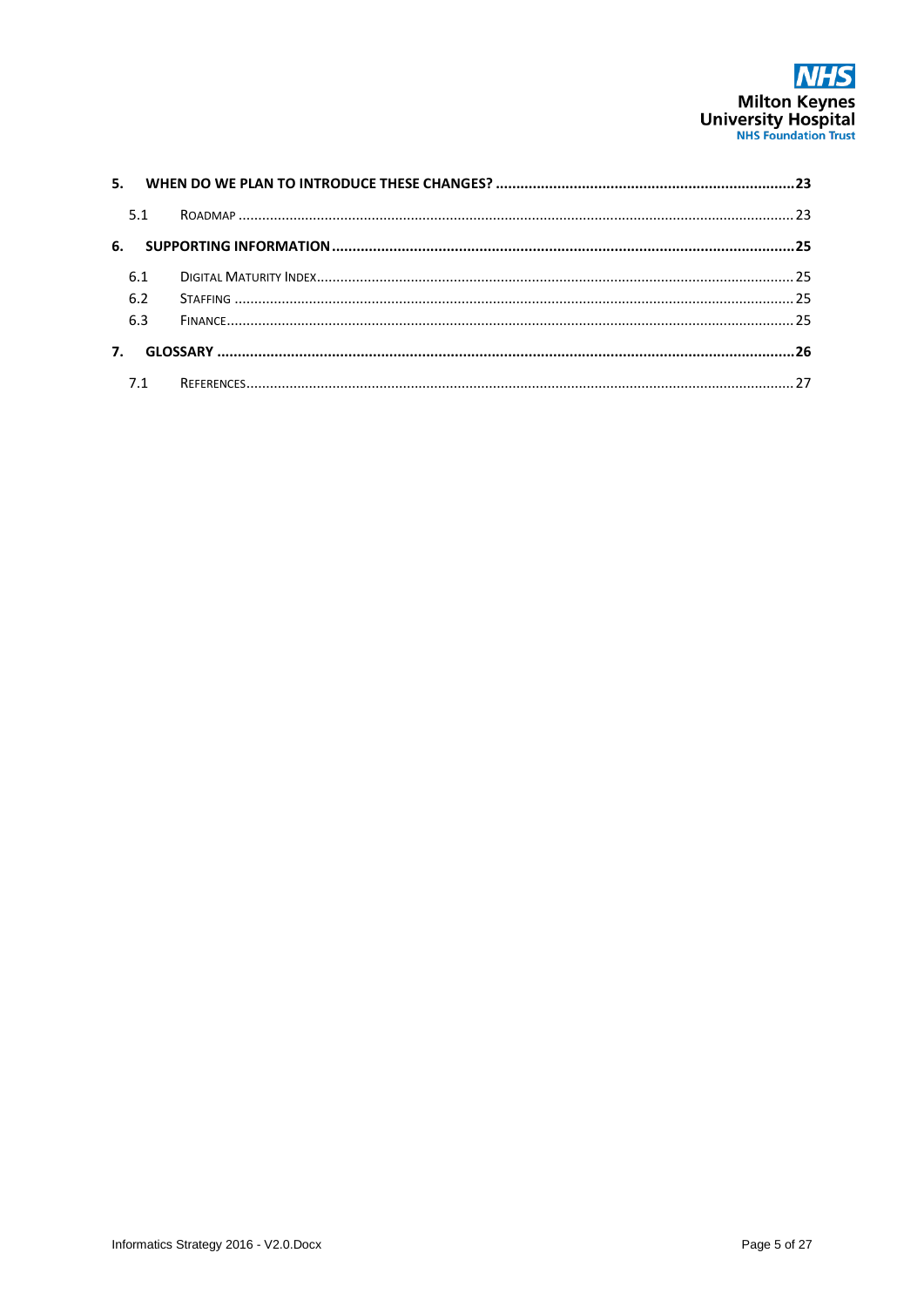5. **WHEN DO WE PLAN TO INTRODUCE THESE CHANGES?** ........................................................................ 23

   5.1 ROADMAP ........................................................................................................................................ 23

6. **SUPPORTING INFORMATION** ........................................................................................................ 25

   6.1 DIGITAL MATURITY INDEX ............................................................................................................. 25
   
   6.2 STAFFING ........................................................................................................................................ 25
   
   6.3 FINANCE .......................................................................................................................................... 25

7. **GLOSSARY** ................................................................................................................................... 26

   7.1 REFERENCES ................................................................................................................................... 27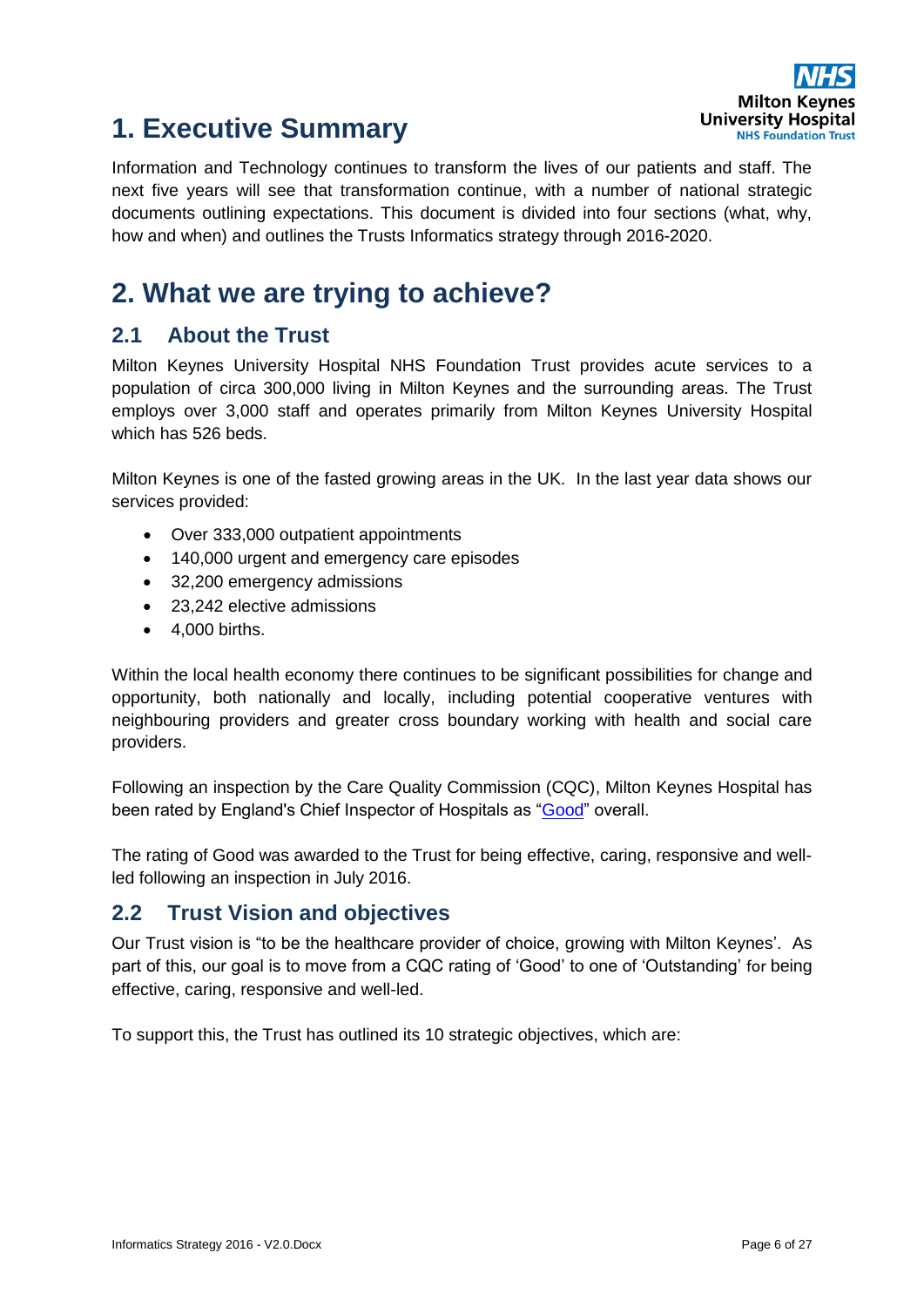# 1. Executive Summary

Information and Technology continues to transform the lives of our patients and staff. The next five years will see that transformation continue, with a number of national strategic documents outlining expectations. This document is divided into four sections (what, why, how and when) and outlines the Trusts Informatics strategy through 2016-2020.

# 2. What we are trying to achieve?

## 2.1 About the Trust

Milton Keynes University Hospital NHS Foundation Trust provides acute services to a population of circa 300,000 living in Milton Keynes and the surrounding areas. The Trust employs over 3,000 staff and operates primarily from Milton Keynes University Hospital which has 526 beds.

Milton Keynes is one of the fasted growing areas in the UK. In the last year data shows our services provided:

- Over 333,000 outpatient appointments
- 140,000 urgent and emergency care episodes
- 32,200 emergency admissions
- 23,242 elective admissions
- 4,000 births.

Within the local health economy there continues to be significant possibilities for change and opportunity, both nationally and locally, including potential cooperative ventures with neighbouring providers and greater cross boundary working with health and social care providers.

Following an inspection by the Care Quality Commission (CQC), Milton Keynes Hospital has been rated by England's Chief Inspector of Hospitals as "Good" overall.

The rating of Good was awarded to the Trust for being effective, caring, responsive and well-led following an inspection in July 2016.

## 2.2 Trust Vision and objectives

Our Trust vision is "to be the healthcare provider of choice, growing with Milton Keynes'. As part of this, our goal is to move from a CQC rating of 'Good' to one of 'Outstanding' for being effective, caring, responsive and well-led.

To support this, the Trust has outlined its 10 strategic objectives, which are: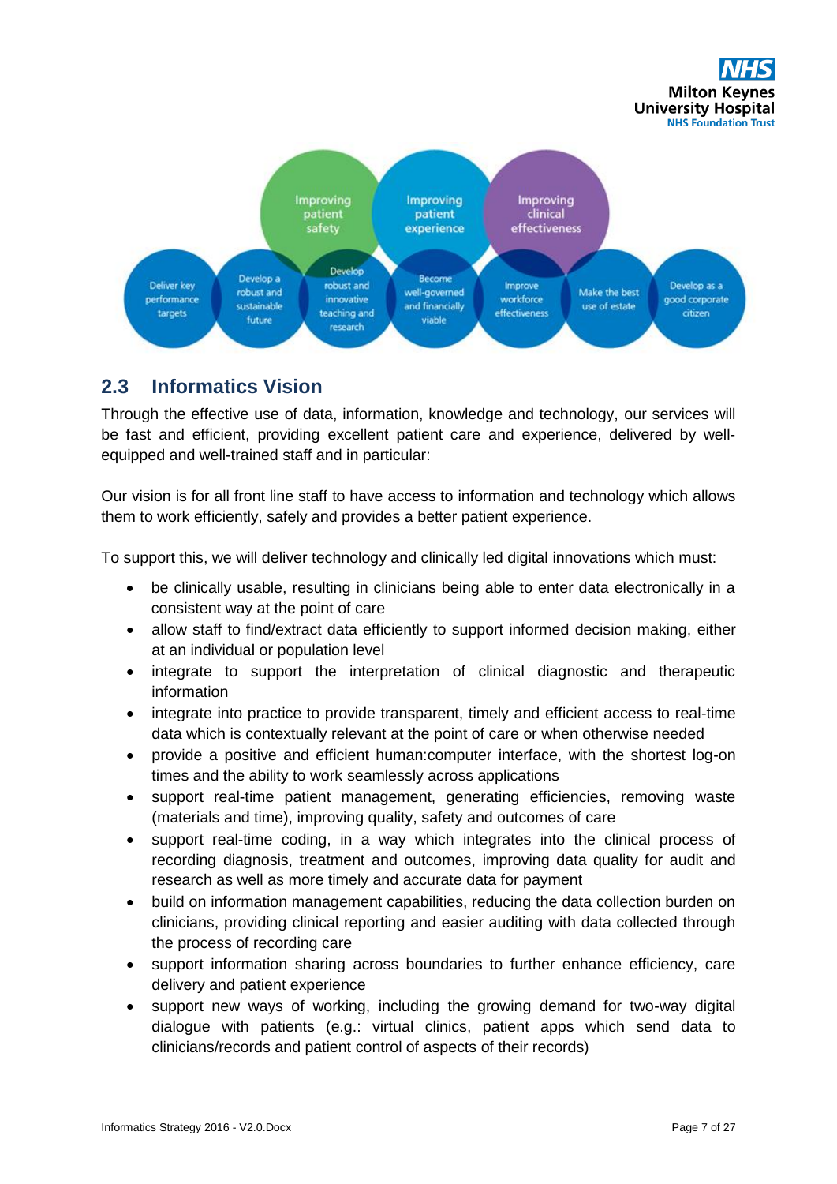- Improving patient safety
- Improving patient experience
- Improving clinical effectiveness
- Deliver key performance targets
- Develop a robust and sustainable future
- Develop robust and innovative teaching and research
- Become well-governed and financially viable
- Improve workforce effectiveness
- Make the best use of estate
- Develop as a good corporate citizen

## 2.3 Informatics Vision

Through the effective use of data, information, knowledge and technology, our services will be fast and efficient, providing excellent patient care and experience, delivered by well-equipped and well-trained staff and in particular:

Our vision is for all front line staff to have access to information and technology which allows them to work efficiently, safely and provides a better patient experience.

To support this, we will deliver technology and clinically led digital innovations which must:

- be clinically usable, resulting in clinicians being able to enter data electronically in a consistent way at the point of care
- allow staff to find/extract data efficiently to support informed decision making, either at an individual or population level
- integrate to support the interpretation of clinical diagnostic and therapeutic information
- integrate into practice to provide transparent, timely and efficient access to real-time data which is contextually relevant at the point of care or when otherwise needed
- provide a positive and efficient human:computer interface, with the shortest log-on times and the ability to work seamlessly across applications
- support real-time patient management, generating efficiencies, removing waste (materials and time), improving quality, safety and outcomes of care
- support real-time coding, in a way which integrates into the clinical process of recording diagnosis, treatment and outcomes, improving data quality for audit and research as well as more timely and accurate data for payment
- build on information management capabilities, reducing the data collection burden on clinicians, providing clinical reporting and easier auditing with data collected through the process of recording care
- support information sharing across boundaries to further enhance efficiency, care delivery and patient experience
- support new ways of working, including the growing demand for two-way digital dialogue with patients (e.g.: virtual clinics, patient apps which send data to clinicians/records and patient control of aspects of their records)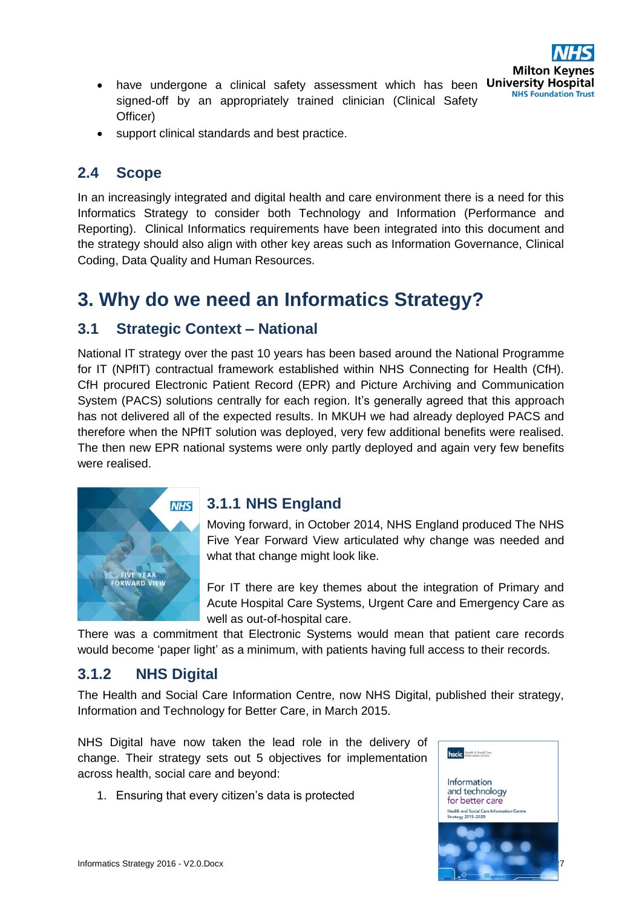- have undergone a clinical safety assessment which has been signed-off by an appropriately trained clinician (Clinical Safety Officer)
- support clinical standards and best practice.

## 2.4 Scope

In an increasingly integrated and digital health and care environment there is a need for this Informatics Strategy to consider both Technology and Information (Performance and Reporting). Clinical Informatics requirements have been integrated into this document and the strategy should also align with other key areas such as Information Governance, Clinical Coding, Data Quality and Human Resources.

# 3. Why do we need an Informatics Strategy?

## 3.1 Strategic Context – National

National IT strategy over the past 10 years has been based around the National Programme for IT (NPfIT) contractual framework established within NHS Connecting for Health (CfH). CfH procured Electronic Patient Record (EPR) and Picture Archiving and Communication System (PACS) solutions centrally for each region. It's generally agreed that this approach has not delivered all of the expected results. In MKUH we had already deployed PACS and therefore when the NPfIT solution was deployed, very few additional benefits were realised. The then new EPR national systems were only partly deployed and again very few benefits were realised.

### 3.1.1 NHS England

Moving forward, in October 2014, NHS England produced The NHS Five Year Forward View articulated why change was needed and what that change might look like.

For IT there are key themes about the integration of Primary and Acute Hospital Care Systems, Urgent Care and Emergency Care as well as out-of-hospital care.

There was a commitment that Electronic Systems would mean that patient care records would become 'paper light' as a minimum, with patients having full access to their records.

### 3.1.2 NHS Digital

The Health and Social Care Information Centre, now NHS Digital, published their strategy, Information and Technology for Better Care, in March 2015.

NHS Digital have now taken the lead role in the delivery of change. Their strategy sets out 5 objectives for implementation across health, social care and beyond:

1. Ensuring that every citizen's data is protected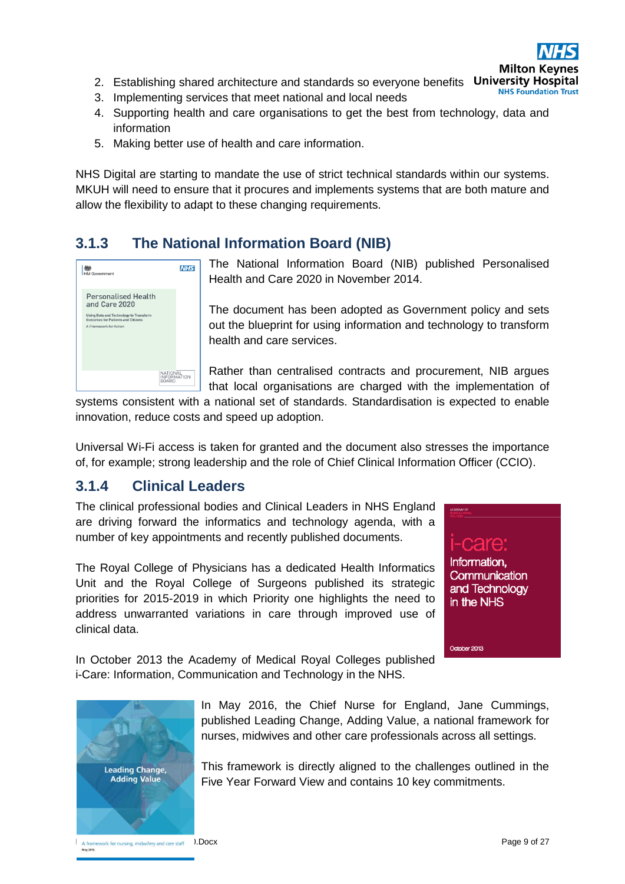2. Establishing shared architecture and standards so everyone benefits
3. Implementing services that meet national and local needs
4. Supporting health and care organisations to get the best from technology, data and information
5. Making better use of health and care information.

NHS Digital are starting to mandate the use of strict technical standards within our systems. MKUH will need to ensure that it procures and implements systems that are both mature and allow the flexibility to adapt to these changing requirements.

### 3.1.3 The National Information Board (NIB)

The National Information Board (NIB) published Personalised Health and Care 2020 in November 2014.

The document has been adopted as Government policy and sets out the blueprint for using information and technology to transform health and care services.

Rather than centralised contracts and procurement, NIB argues that local organisations are charged with the implementation of systems consistent with a national set of standards. Standardisation is expected to enable innovation, reduce costs and speed up adoption.

Universal Wi-Fi access is taken for granted and the document also stresses the importance of, for example; strong leadership and the role of Chief Clinical Information Officer (CCIO).

### 3.1.4 Clinical Leaders

The clinical professional bodies and Clinical Leaders in NHS England are driving forward the informatics and technology agenda, with a number of key appointments and recently published documents.

The Royal College of Physicians has a dedicated Health Informatics Unit and the Royal College of Surgeons published its strategic priorities for 2015-2019 in which Priority one highlights the need to address unwarranted variations in care through improved use of clinical data.

In October 2013 the Academy of Medical Royal Colleges published i-Care: Information, Communication and Technology in the NHS.

In May 2016, the Chief Nurse for England, Jane Cummings, published Leading Change, Adding Value, a national framework for nurses, midwives and other care professionals across all settings.

This framework is directly aligned to the challenges outlined in the Five Year Forward View and contains 10 key commitments.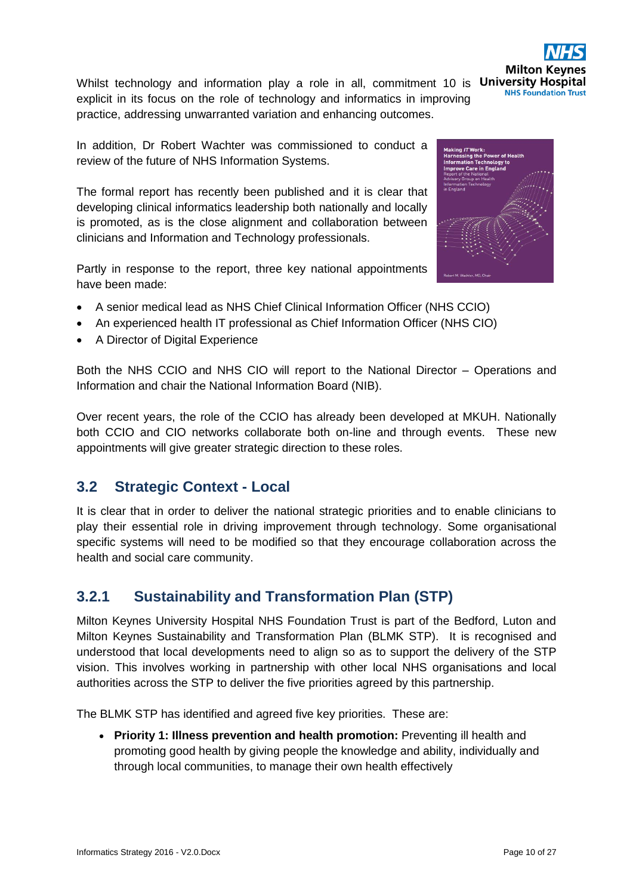Whilst technology and information play a role in all, commitment 10 is explicit in its focus on the role of technology and informatics in improving practice, addressing unwarranted variation and enhancing outcomes.

In addition, Dr Robert Wachter was commissioned to conduct a review of the future of NHS Information Systems.

The formal report has recently been published and it is clear that developing clinical informatics leadership both nationally and locally is promoted, as is the close alignment and collaboration between clinicians and Information and Technology professionals.

Partly in response to the report, three key national appointments have been made:

- A senior medical lead as NHS Chief Clinical Information Officer (NHS CCIO)
- An experienced health IT professional as Chief Information Officer (NHS CIO)
- A Director of Digital Experience

Both the NHS CCIO and NHS CIO will report to the National Director – Operations and Information and chair the National Information Board (NIB).

Over recent years, the role of the CCIO has already been developed at MKUH. Nationally both CCIO and CIO networks collaborate both on-line and through events. These new appointments will give greater strategic direction to these roles.

## 3.2 Strategic Context - Local

It is clear that in order to deliver the national strategic priorities and to enable clinicians to play their essential role in driving improvement through technology. Some organisational specific systems will need to be modified so that they encourage collaboration across the health and social care community.

### 3.2.1 Sustainability and Transformation Plan (STP)

Milton Keynes University Hospital NHS Foundation Trust is part of the Bedford, Luton and Milton Keynes Sustainability and Transformation Plan (BLMK STP). It is recognised and understood that local developments need to align so as to support the delivery of the STP vision. This involves working in partnership with other local NHS organisations and local authorities across the STP to deliver the five priorities agreed by this partnership.

The BLMK STP has identified and agreed five key priorities. These are:

- **Priority 1: Illness prevention and health promotion:** Preventing ill health and promoting good health by giving people the knowledge and ability, individually and through local communities, to manage their own health effectively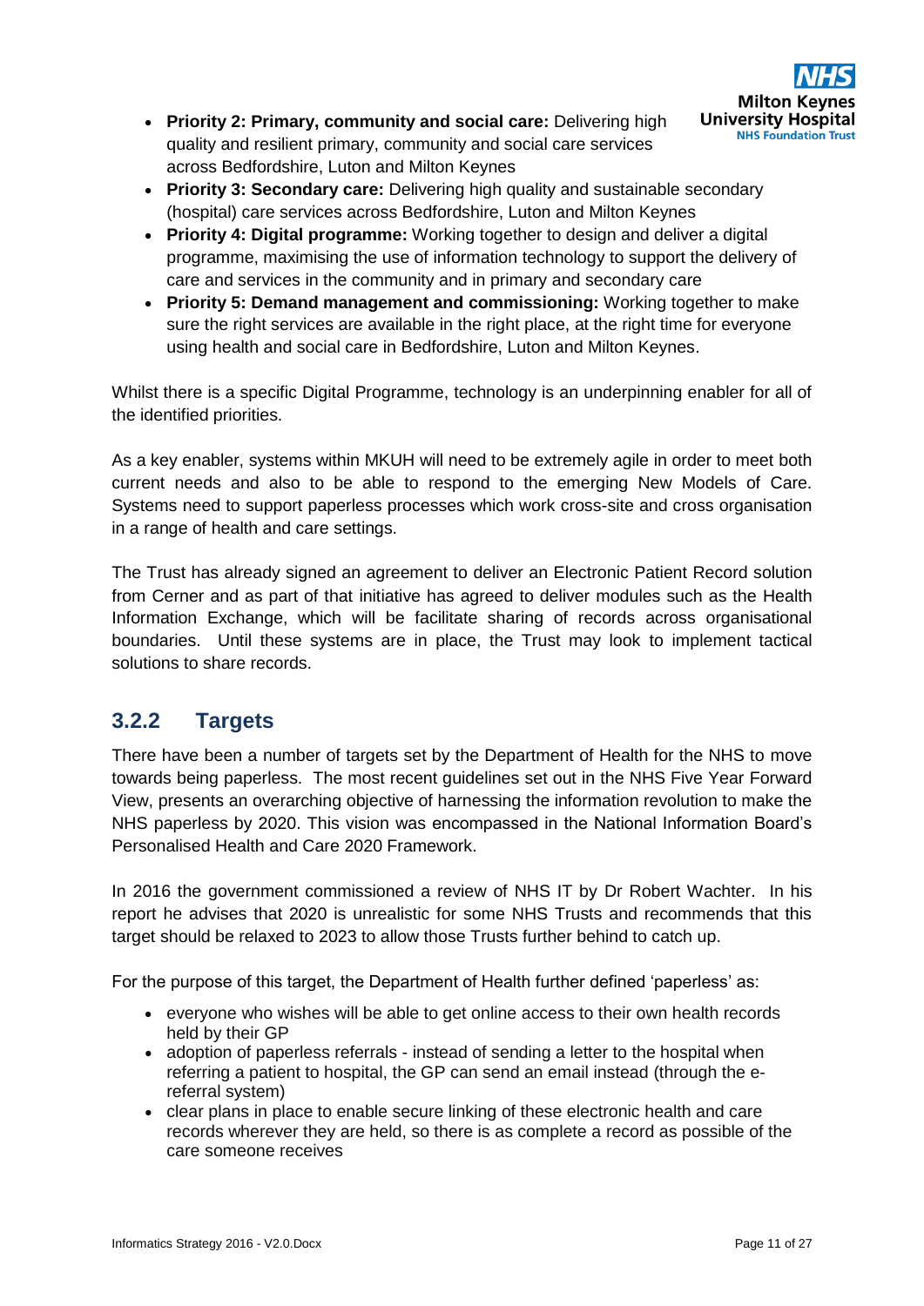- **Priority 2: Primary, community and social care:** Delivering high quality and resilient primary, community and social care services across Bedfordshire, Luton and Milton Keynes
- **Priority 3: Secondary care:** Delivering high quality and sustainable secondary (hospital) care services across Bedfordshire, Luton and Milton Keynes
- **Priority 4: Digital programme:** Working together to design and deliver a digital programme, maximising the use of information technology to support the delivery of care and services in the community and in primary and secondary care
- **Priority 5: Demand management and commissioning:** Working together to make sure the right services are available in the right place, at the right time for everyone using health and social care in Bedfordshire, Luton and Milton Keynes.

Whilst there is a specific Digital Programme, technology is an underpinning enabler for all of the identified priorities.

As a key enabler, systems within MKUH will need to be extremely agile in order to meet both current needs and also to be able to respond to the emerging New Models of Care. Systems need to support paperless processes which work cross-site and cross organisation in a range of health and care settings.

The Trust has already signed an agreement to deliver an Electronic Patient Record solution from Cerner and as part of that initiative has agreed to deliver modules such as the Health Information Exchange, which will be facilitate sharing of records across organisational boundaries. Until these systems are in place, the Trust may look to implement tactical solutions to share records.

### 3.2.2 Targets

There have been a number of targets set by the Department of Health for the NHS to move towards being paperless. The most recent guidelines set out in the NHS Five Year Forward View, presents an overarching objective of harnessing the information revolution to make the NHS paperless by 2020. This vision was encompassed in the National Information Board's Personalised Health and Care 2020 Framework.

In 2016 the government commissioned a review of NHS IT by Dr Robert Wachter. In his report he advises that 2020 is unrealistic for some NHS Trusts and recommends that this target should be relaxed to 2023 to allow those Trusts further behind to catch up.

For the purpose of this target, the Department of Health further defined 'paperless' as:

- everyone who wishes will be able to get online access to their own health records held by their GP
- adoption of paperless referrals - instead of sending a letter to the hospital when referring a patient to hospital, the GP can send an email instead (through the e-referral system)
- clear plans in place to enable secure linking of these electronic health and care records wherever they are held, so there is as complete a record as possible of the care someone receives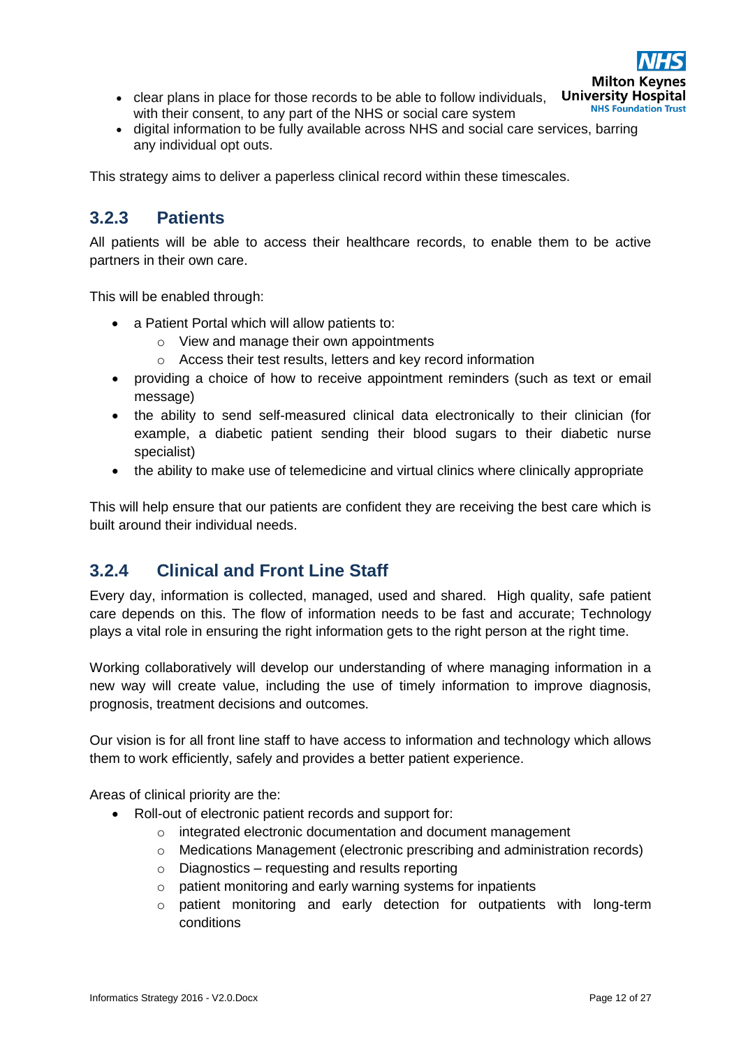- clear plans in place for those records to be able to follow individuals, with their consent, to any part of the NHS or social care system
- digital information to be fully available across NHS and social care services, barring any individual opt outs.

This strategy aims to deliver a paperless clinical record within these timescales.

### 3.2.3 Patients

All patients will be able to access their healthcare records, to enable them to be active partners in their own care.

This will be enabled through:

- a Patient Portal which will allow patients to:
  - View and manage their own appointments
  - Access their test results, letters and key record information
- providing a choice of how to receive appointment reminders (such as text or email message)
- the ability to send self-measured clinical data electronically to their clinician (for example, a diabetic patient sending their blood sugars to their diabetic nurse specialist)
- the ability to make use of telemedicine and virtual clinics where clinically appropriate

This will help ensure that our patients are confident they are receiving the best care which is built around their individual needs.

### 3.2.4 Clinical and Front Line Staff

Every day, information is collected, managed, used and shared. High quality, safe patient care depends on this. The flow of information needs to be fast and accurate; Technology plays a vital role in ensuring the right information gets to the right person at the right time.

Working collaboratively will develop our understanding of where managing information in a new way will create value, including the use of timely information to improve diagnosis, prognosis, treatment decisions and outcomes.

Our vision is for all front line staff to have access to information and technology which allows them to work efficiently, safely and provides a better patient experience.

Areas of clinical priority are the:

- Roll-out of electronic patient records and support for:
  - integrated electronic documentation and document management
  - Medications Management (electronic prescribing and administration records)
  - Diagnostics – requesting and results reporting
  - patient monitoring and early warning systems for inpatients
  - patient monitoring and early detection for outpatients with long-term conditions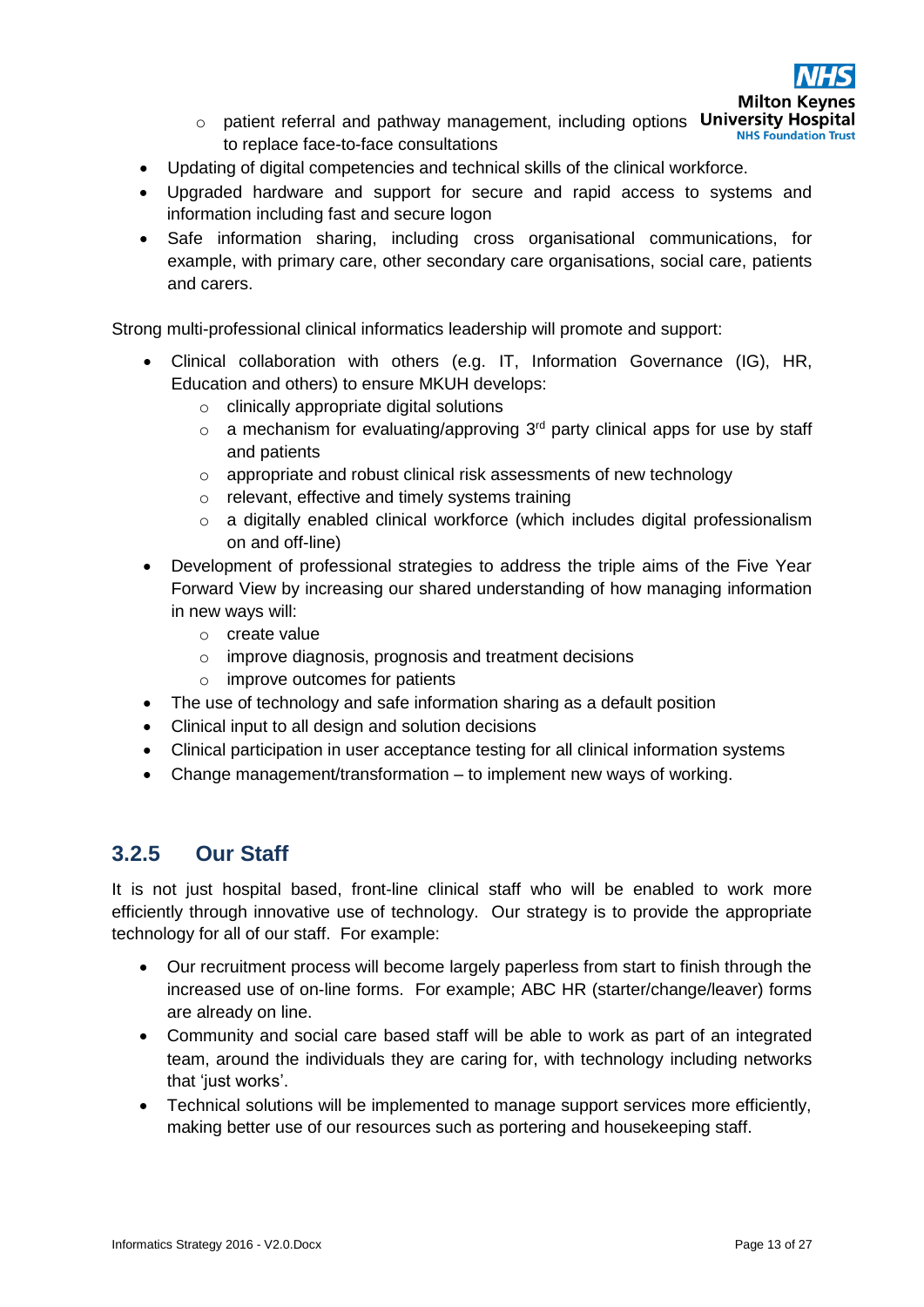- patient referral and pathway management, including options to replace face-to-face consultations
- Updating of digital competencies and technical skills of the clinical workforce.
- Upgraded hardware and support for secure and rapid access to systems and information including fast and secure logon
- Safe information sharing, including cross organisational communications, for example, with primary care, other secondary care organisations, social care, patients and carers.

Strong multi-professional clinical informatics leadership will promote and support:

- Clinical collaboration with others (e.g. IT, Information Governance (IG), HR, Education and others) to ensure MKUH develops:
    - clinically appropriate digital solutions
    - a mechanism for evaluating/approving 3rd party clinical apps for use by staff and patients
    - appropriate and robust clinical risk assessments of new technology
    - relevant, effective and timely systems training
    - a digitally enabled clinical workforce (which includes digital professionalism on and off-line)
- Development of professional strategies to address the triple aims of the Five Year Forward View by increasing our shared understanding of how managing information in new ways will:
    - create value
    - improve diagnosis, prognosis and treatment decisions
    - improve outcomes for patients
- The use of technology and safe information sharing as a default position
- Clinical input to all design and solution decisions
- Clinical participation in user acceptance testing for all clinical information systems
- Change management/transformation – to implement new ways of working.

### 3.2.5 Our Staff

It is not just hospital based, front-line clinical staff who will be enabled to work more efficiently through innovative use of technology. Our strategy is to provide the appropriate technology for all of our staff. For example:

- Our recruitment process will become largely paperless from start to finish through the increased use of on-line forms. For example; ABC HR (starter/change/leaver) forms are already on line.
- Community and social care based staff will be able to work as part of an integrated team, around the individuals they are caring for, with technology including networks that 'just works'.
- Technical solutions will be implemented to manage support services more efficiently, making better use of our resources such as portering and housekeeping staff.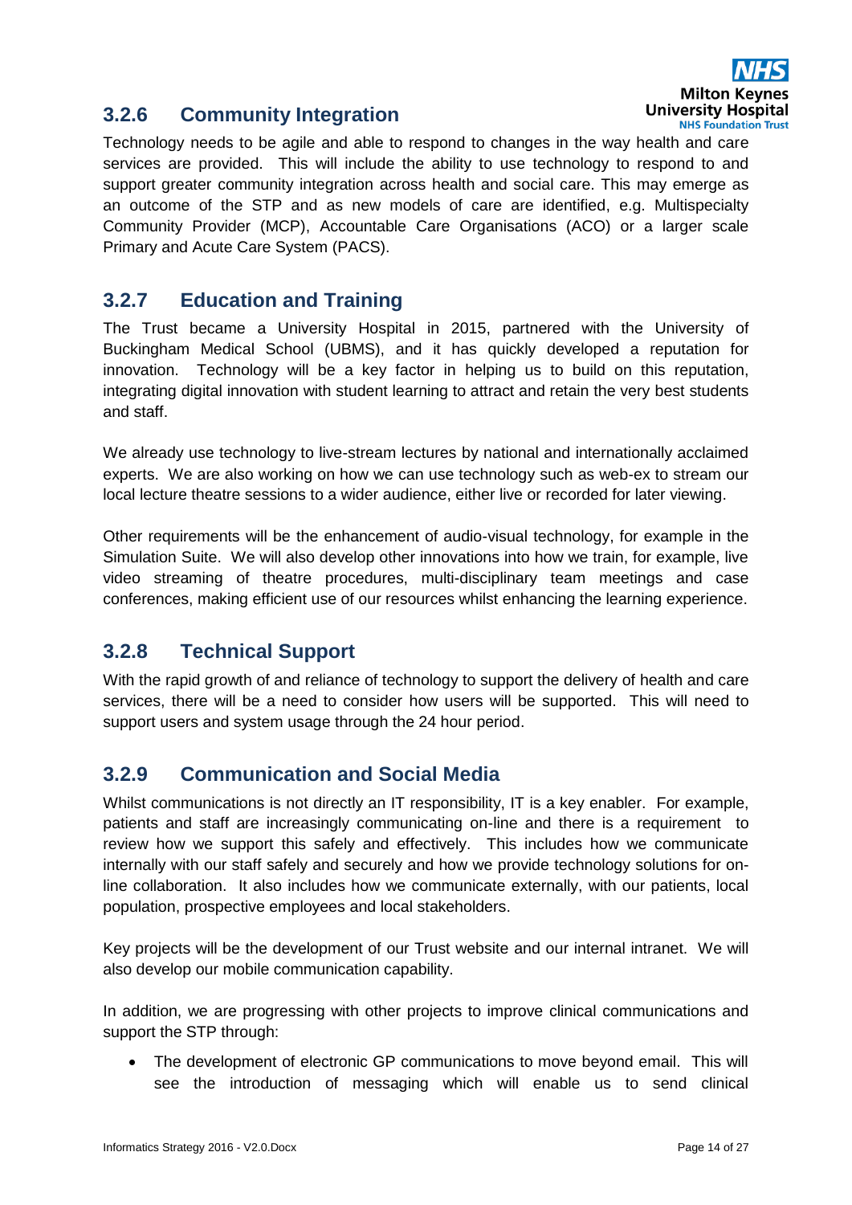### 3.2.6 Community Integration

Technology needs to be agile and able to respond to changes in the way health and care services are provided. This will include the ability to use technology to respond to and support greater community integration across health and social care. This may emerge as an outcome of the STP and as new models of care are identified, e.g. Multispecialty Community Provider (MCP), Accountable Care Organisations (ACO) or a larger scale Primary and Acute Care System (PACS).

### 3.2.7 Education and Training

The Trust became a University Hospital in 2015, partnered with the University of Buckingham Medical School (UBMS), and it has quickly developed a reputation for innovation. Technology will be a key factor in helping us to build on this reputation, integrating digital innovation with student learning to attract and retain the very best students and staff.

We already use technology to live-stream lectures by national and internationally acclaimed experts. We are also working on how we can use technology such as web-ex to stream our local lecture theatre sessions to a wider audience, either live or recorded for later viewing.

Other requirements will be the enhancement of audio-visual technology, for example in the Simulation Suite. We will also develop other innovations into how we train, for example, live video streaming of theatre procedures, multi-disciplinary team meetings and case conferences, making efficient use of our resources whilst enhancing the learning experience.

### 3.2.8 Technical Support

With the rapid growth of and reliance of technology to support the delivery of health and care services, there will be a need to consider how users will be supported. This will need to support users and system usage through the 24 hour period.

### 3.2.9 Communication and Social Media

Whilst communications is not directly an IT responsibility, IT is a key enabler. For example, patients and staff are increasingly communicating on-line and there is a requirement to review how we support this safely and effectively. This includes how we communicate internally with our staff safely and securely and how we provide technology solutions for on-line collaboration. It also includes how we communicate externally, with our patients, local population, prospective employees and local stakeholders.

Key projects will be the development of our Trust website and our internal intranet. We will also develop our mobile communication capability.

In addition, we are progressing with other projects to improve clinical communications and support the STP through:

- The development of electronic GP communications to move beyond email. This will see the introduction of messaging which will enable us to send clinical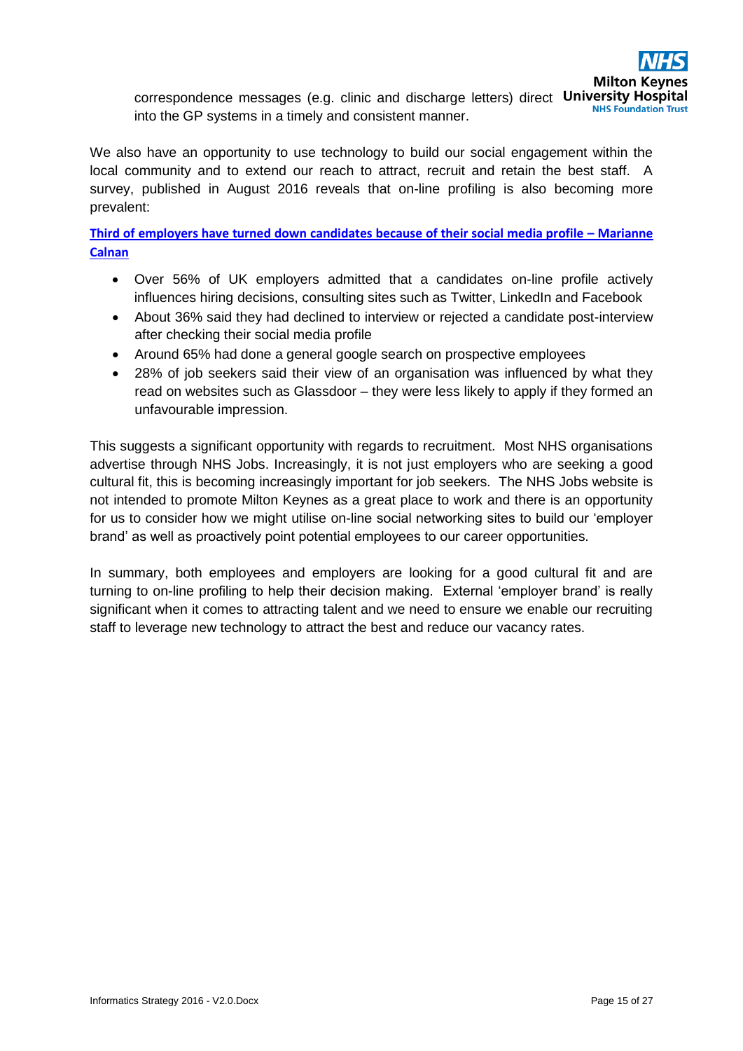correspondence messages (e.g. clinic and discharge letters) direct into the GP systems in a timely and consistent manner.

We also have an opportunity to use technology to build our social engagement within the local community and to extend our reach to attract, recruit and retain the best staff. A survey, published in August 2016 reveals that on-line profiling is also becoming more prevalent:

**Third of employers have turned down candidates because of their social media profile – Marianne Calnan**

- Over 56% of UK employers admitted that a candidates on-line profile actively influences hiring decisions, consulting sites such as Twitter, LinkedIn and Facebook
- About 36% said they had declined to interview or rejected a candidate post-interview after checking their social media profile
- Around 65% had done a general google search on prospective employees
- 28% of job seekers said their view of an organisation was influenced by what they read on websites such as Glassdoor – they were less likely to apply if they formed an unfavourable impression.

This suggests a significant opportunity with regards to recruitment. Most NHS organisations advertise through NHS Jobs. Increasingly, it is not just employers who are seeking a good cultural fit, this is becoming increasingly important for job seekers. The NHS Jobs website is not intended to promote Milton Keynes as a great place to work and there is an opportunity for us to consider how we might utilise on-line social networking sites to build our 'employer brand' as well as proactively point potential employees to our career opportunities.

In summary, both employees and employers are looking for a good cultural fit and are turning to on-line profiling to help their decision making. External 'employer brand' is really significant when it comes to attracting talent and we need to ensure we enable our recruiting staff to leverage new technology to attract the best and reduce our vacancy rates.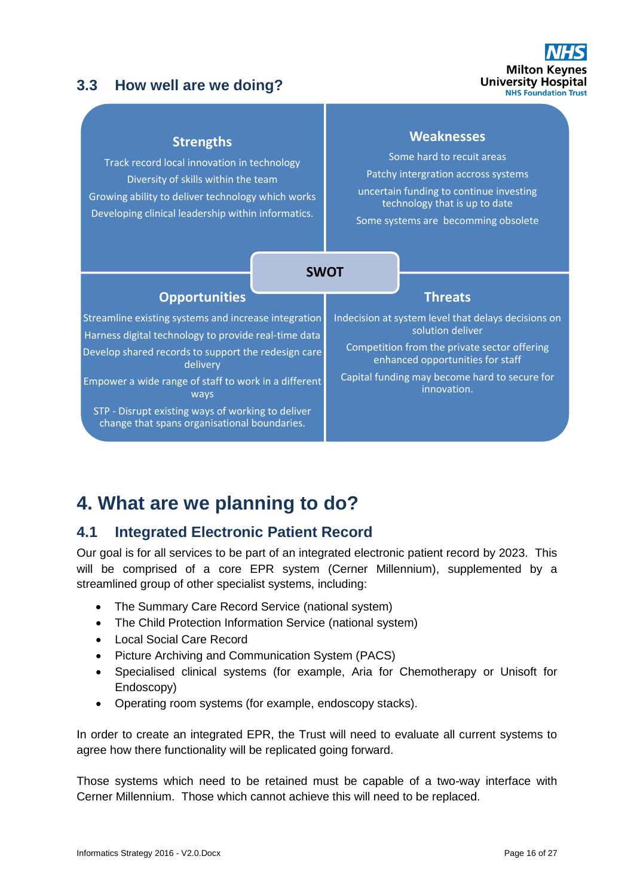## 3.3 How well are we doing?

**SWOT**

### Strengths

Track record local innovation in technology

Diversity of skills within the team

Growing ability to deliver technology which works

Developing clinical leadership within informatics.

### Weaknesses

Some hard to recuit areas

Patchy intergration accross systems

uncertain funding to continue investing technology that is up to date

Some systems are becomming obsolete

### Opportunities

Streamline existing systems and increase integration

Harness digital technology to provide real-time data

Develop shared records to support the redesign care delivery

Empower a wide range of staff to work in a different ways

STP - Disrupt existing ways of working to deliver change that spans organisational boundaries.

### Threats

Indecision at system level that delays decisions on solution deliver

Competition from the private sector offering enhanced opportunities for staff

Capital funding may become hard to secure for innovation.

# 4. What are we planning to do?

## 4.1 Integrated Electronic Patient Record

Our goal is for all services to be part of an integrated electronic patient record by 2023. This will be comprised of a core EPR system (Cerner Millennium), supplemented by a streamlined group of other specialist systems, including:

- The Summary Care Record Service (national system)
- The Child Protection Information Service (national system)
- Local Social Care Record
- Picture Archiving and Communication System (PACS)
- Specialised clinical systems (for example, Aria for Chemotherapy or Unisoft for Endoscopy)
- Operating room systems (for example, endoscopy stacks).

In order to create an integrated EPR, the Trust will need to evaluate all current systems to agree how there functionality will be replicated going forward.

Those systems which need to be retained must be capable of a two-way interface with Cerner Millennium. Those which cannot achieve this will need to be replaced.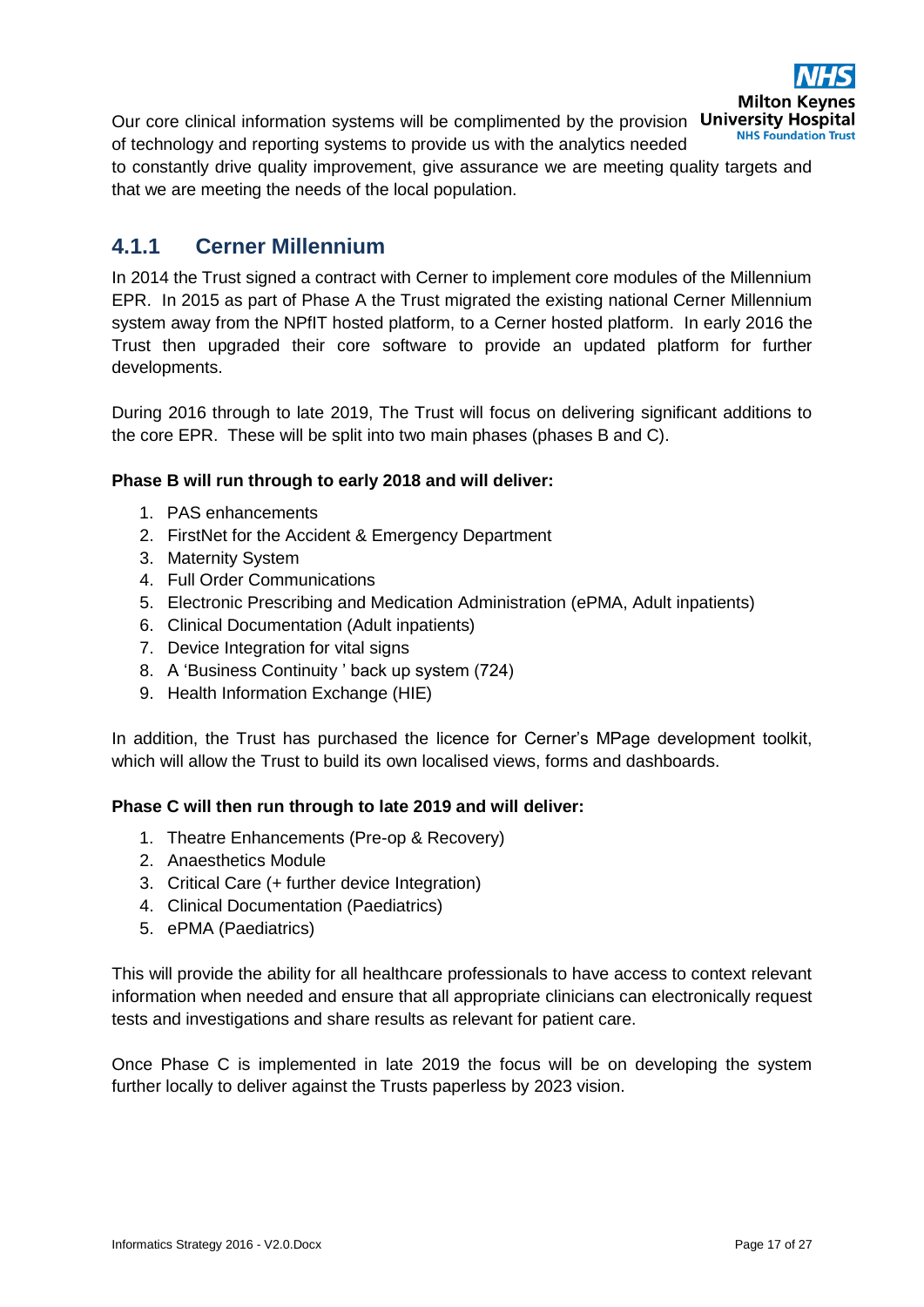Our core clinical information systems will be complimented by the provision of technology and reporting systems to provide us with the analytics needed to constantly drive quality improvement, give assurance we are meeting quality targets and that we are meeting the needs of the local population.

### 4.1.1 Cerner Millennium

In 2014 the Trust signed a contract with Cerner to implement core modules of the Millennium EPR. In 2015 as part of Phase A the Trust migrated the existing national Cerner Millennium system away from the NPfIT hosted platform, to a Cerner hosted platform. In early 2016 the Trust then upgraded their core software to provide an updated platform for further developments.

During 2016 through to late 2019, The Trust will focus on delivering significant additions to the core EPR. These will be split into two main phases (phases B and C).

**Phase B will run through to early 2018 and will deliver:**

1. PAS enhancements
2. FirstNet for the Accident & Emergency Department
3. Maternity System
4. Full Order Communications
5. Electronic Prescribing and Medication Administration (ePMA, Adult inpatients)
6. Clinical Documentation (Adult inpatients)
7. Device Integration for vital signs
8. A 'Business Continuity ' back up system (724)
9. Health Information Exchange (HIE)

In addition, the Trust has purchased the licence for Cerner's MPage development toolkit, which will allow the Trust to build its own localised views, forms and dashboards.

**Phase C will then run through to late 2019 and will deliver:**

1. Theatre Enhancements (Pre-op & Recovery)
2. Anaesthetics Module
3. Critical Care (+ further device Integration)
4. Clinical Documentation (Paediatrics)
5. ePMA (Paediatrics)

This will provide the ability for all healthcare professionals to have access to context relevant information when needed and ensure that all appropriate clinicians can electronically request tests and investigations and share results as relevant for patient care.

Once Phase C is implemented in late 2019 the focus will be on developing the system further locally to deliver against the Trusts paperless by 2023 vision.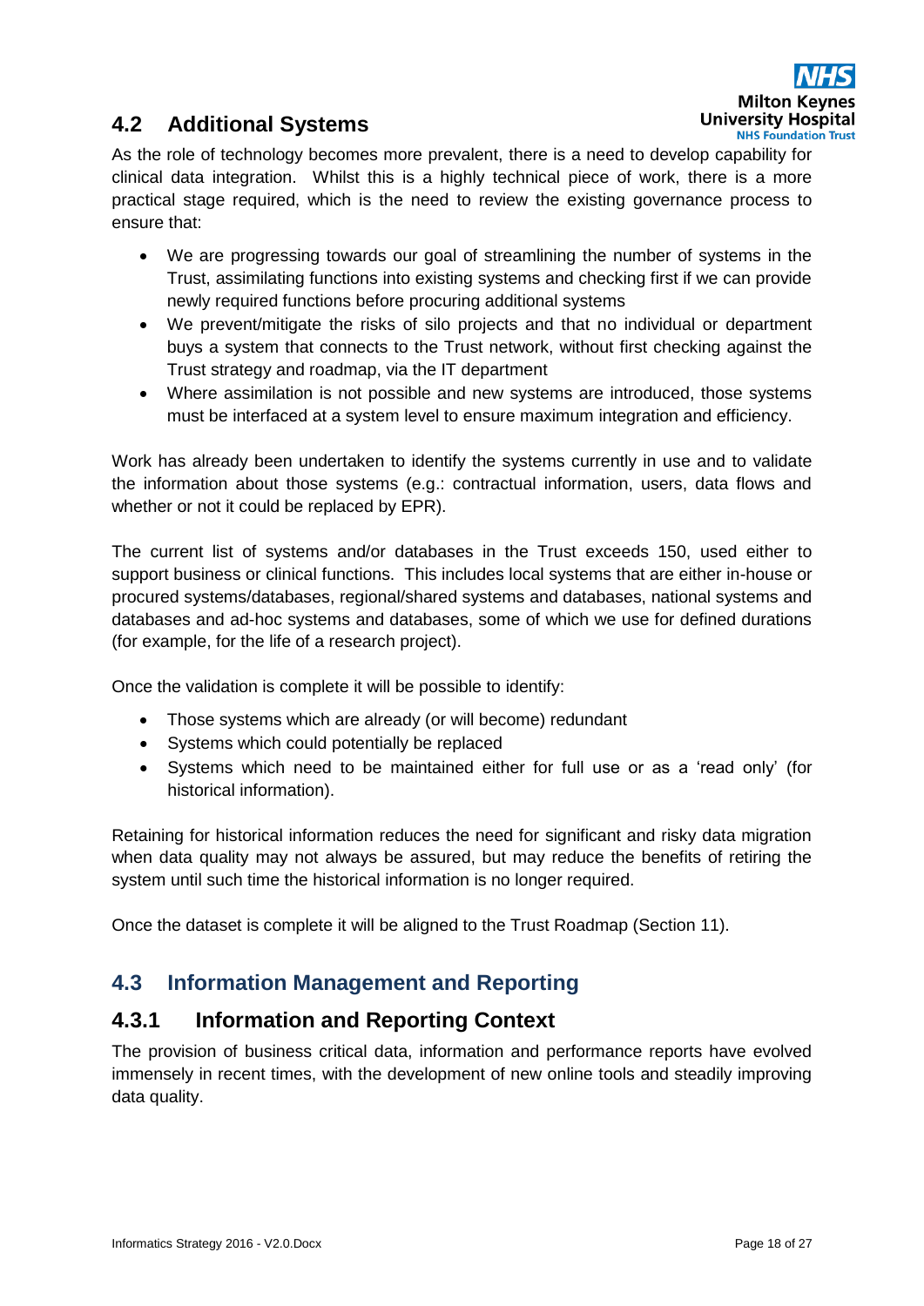## 4.2 Additional Systems

As the role of technology becomes more prevalent, there is a need to develop capability for clinical data integration. Whilst this is a highly technical piece of work, there is a more practical stage required, which is the need to review the existing governance process to ensure that:

- We are progressing towards our goal of streamlining the number of systems in the Trust, assimilating functions into existing systems and checking first if we can provide newly required functions before procuring additional systems
- We prevent/mitigate the risks of silo projects and that no individual or department buys a system that connects to the Trust network, without first checking against the Trust strategy and roadmap, via the IT department
- Where assimilation is not possible and new systems are introduced, those systems must be interfaced at a system level to ensure maximum integration and efficiency.

Work has already been undertaken to identify the systems currently in use and to validate the information about those systems (e.g.: contractual information, users, data flows and whether or not it could be replaced by EPR).

The current list of systems and/or databases in the Trust exceeds 150, used either to support business or clinical functions. This includes local systems that are either in-house or procured systems/databases, regional/shared systems and databases, national systems and databases and ad-hoc systems and databases, some of which we use for defined durations (for example, for the life of a research project).

Once the validation is complete it will be possible to identify:

- Those systems which are already (or will become) redundant
- Systems which could potentially be replaced
- Systems which need to be maintained either for full use or as a 'read only' (for historical information).

Retaining for historical information reduces the need for significant and risky data migration when data quality may not always be assured, but may reduce the benefits of retiring the system until such time the historical information is no longer required.

Once the dataset is complete it will be aligned to the Trust Roadmap (Section 11).

## 4.3 Information Management and Reporting

### 4.3.1 Information and Reporting Context

The provision of business critical data, information and performance reports have evolved immensely in recent times, with the development of new online tools and steadily improving data quality.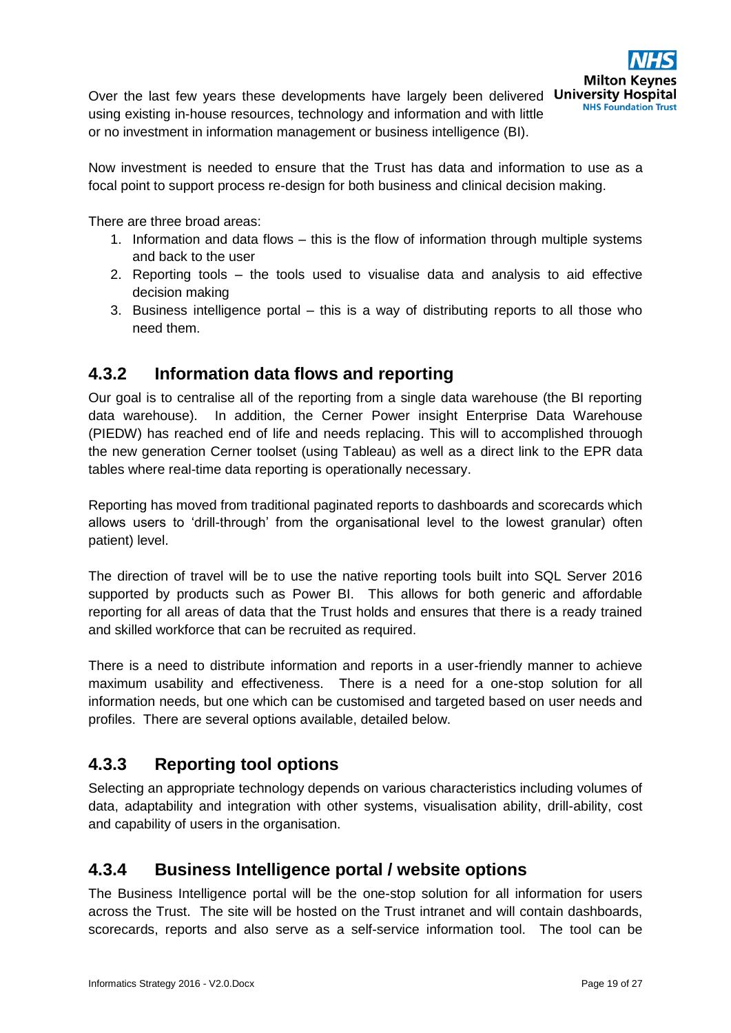Over the last few years these developments have largely been delivered using existing in-house resources, technology and information and with little or no investment in information management or business intelligence (BI).

Now investment is needed to ensure that the Trust has data and information to use as a focal point to support process re-design for both business and clinical decision making.

There are three broad areas:

1. Information and data flows – this is the flow of information through multiple systems and back to the user
2. Reporting tools – the tools used to visualise data and analysis to aid effective decision making
3. Business intelligence portal – this is a way of distributing reports to all those who need them.

### 4.3.2 Information data flows and reporting

Our goal is to centralise all of the reporting from a single data warehouse (the BI reporting data warehouse). In addition, the Cerner Power insight Enterprise Data Warehouse (PIEDW) has reached end of life and needs replacing. This will to accomplished throuogh the new generation Cerner toolset (using Tableau) as well as a direct link to the EPR data tables where real-time data reporting is operationally necessary.

Reporting has moved from traditional paginated reports to dashboards and scorecards which allows users to 'drill-through' from the organisational level to the lowest granular) often patient) level.

The direction of travel will be to use the native reporting tools built into SQL Server 2016 supported by products such as Power BI. This allows for both generic and affordable reporting for all areas of data that the Trust holds and ensures that there is a ready trained and skilled workforce that can be recruited as required.

There is a need to distribute information and reports in a user-friendly manner to achieve maximum usability and effectiveness. There is a need for a one-stop solution for all information needs, but one which can be customised and targeted based on user needs and profiles. There are several options available, detailed below.

### 4.3.3 Reporting tool options

Selecting an appropriate technology depends on various characteristics including volumes of data, adaptability and integration with other systems, visualisation ability, drill-ability, cost and capability of users in the organisation.

### 4.3.4 Business Intelligence portal / website options

The Business Intelligence portal will be the one-stop solution for all information for users across the Trust. The site will be hosted on the Trust intranet and will contain dashboards, scorecards, reports and also serve as a self-service information tool. The tool can be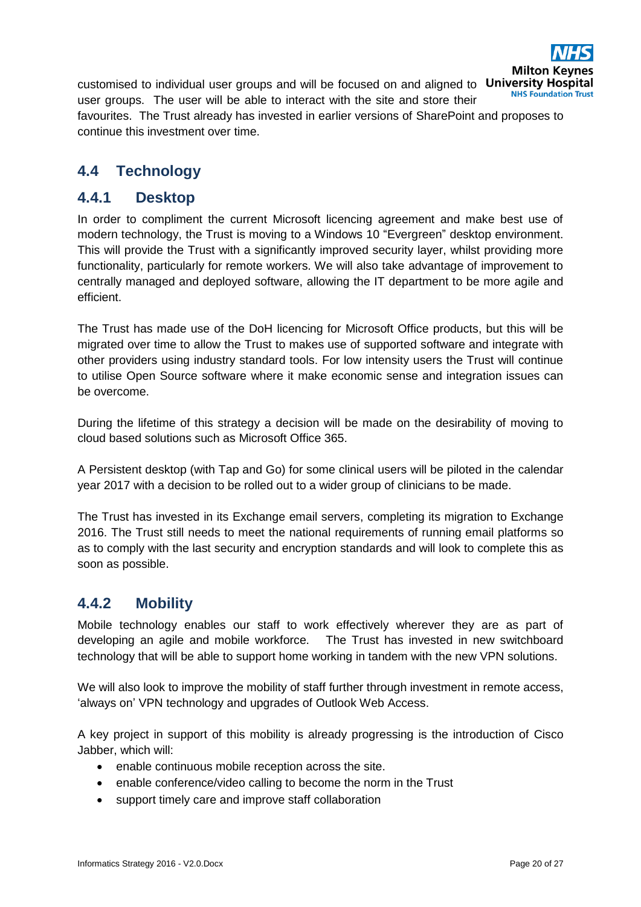customised to individual user groups and will be focused on and aligned to user groups. The user will be able to interact with the site and store their favourites. The Trust already has invested in earlier versions of SharePoint and proposes to continue this investment over time.

## 4.4 Technology

### 4.4.1 Desktop

In order to compliment the current Microsoft licencing agreement and make best use of modern technology, the Trust is moving to a Windows 10 "Evergreen" desktop environment. This will provide the Trust with a significantly improved security layer, whilst providing more functionality, particularly for remote workers. We will also take advantage of improvement to centrally managed and deployed software, allowing the IT department to be more agile and efficient.

The Trust has made use of the DoH licencing for Microsoft Office products, but this will be migrated over time to allow the Trust to makes use of supported software and integrate with other providers using industry standard tools. For low intensity users the Trust will continue to utilise Open Source software where it make economic sense and integration issues can be overcome.

During the lifetime of this strategy a decision will be made on the desirability of moving to cloud based solutions such as Microsoft Office 365.

A Persistent desktop (with Tap and Go) for some clinical users will be piloted in the calendar year 2017 with a decision to be rolled out to a wider group of clinicians to be made.

The Trust has invested in its Exchange email servers, completing its migration to Exchange 2016. The Trust still needs to meet the national requirements of running email platforms so as to comply with the last security and encryption standards and will look to complete this as soon as possible.

### 4.4.2 Mobility

Mobile technology enables our staff to work effectively wherever they are as part of developing an agile and mobile workforce. The Trust has invested in new switchboard technology that will be able to support home working in tandem with the new VPN solutions.

We will also look to improve the mobility of staff further through investment in remote access, 'always on' VPN technology and upgrades of Outlook Web Access.

A key project in support of this mobility is already progressing is the introduction of Cisco Jabber, which will:

- enable continuous mobile reception across the site.
- enable conference/video calling to become the norm in the Trust
- support timely care and improve staff collaboration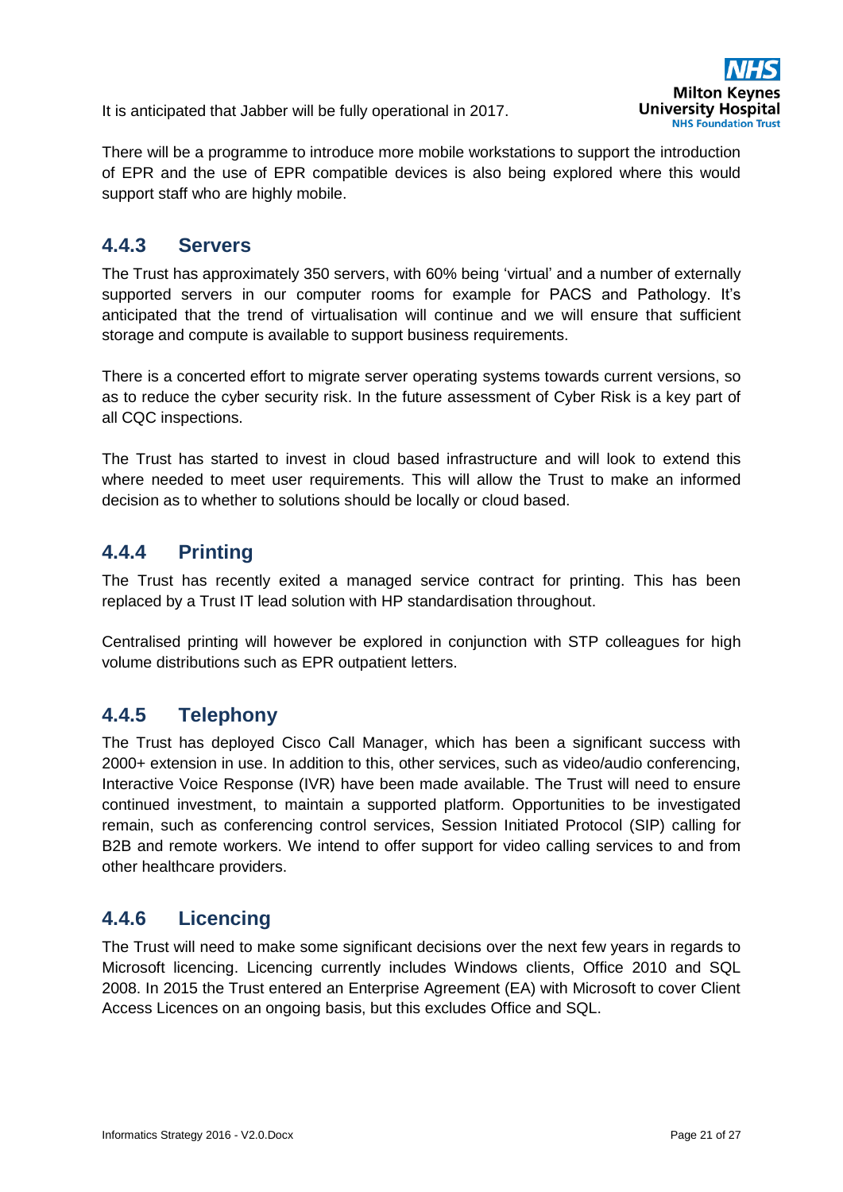It is anticipated that Jabber will be fully operational in 2017.

There will be a programme to introduce more mobile workstations to support the introduction of EPR and the use of EPR compatible devices is also being explored where this would support staff who are highly mobile.

### 4.4.3 Servers

The Trust has approximately 350 servers, with 60% being 'virtual' and a number of externally supported servers in our computer rooms for example for PACS and Pathology. It's anticipated that the trend of virtualisation will continue and we will ensure that sufficient storage and compute is available to support business requirements.

There is a concerted effort to migrate server operating systems towards current versions, so as to reduce the cyber security risk. In the future assessment of Cyber Risk is a key part of all CQC inspections.

The Trust has started to invest in cloud based infrastructure and will look to extend this where needed to meet user requirements. This will allow the Trust to make an informed decision as to whether to solutions should be locally or cloud based.

### 4.4.4 Printing

The Trust has recently exited a managed service contract for printing. This has been replaced by a Trust IT lead solution with HP standardisation throughout.

Centralised printing will however be explored in conjunction with STP colleagues for high volume distributions such as EPR outpatient letters.

### 4.4.5 Telephony

The Trust has deployed Cisco Call Manager, which has been a significant success with 2000+ extension in use. In addition to this, other services, such as video/audio conferencing, Interactive Voice Response (IVR) have been made available. The Trust will need to ensure continued investment, to maintain a supported platform. Opportunities to be investigated remain, such as conferencing control services, Session Initiated Protocol (SIP) calling for B2B and remote workers. We intend to offer support for video calling services to and from other healthcare providers.

### 4.4.6 Licencing

The Trust will need to make some significant decisions over the next few years in regards to Microsoft licencing. Licencing currently includes Windows clients, Office 2010 and SQL 2008. In 2015 the Trust entered an Enterprise Agreement (EA) with Microsoft to cover Client Access Licences on an ongoing basis, but this excludes Office and SQL.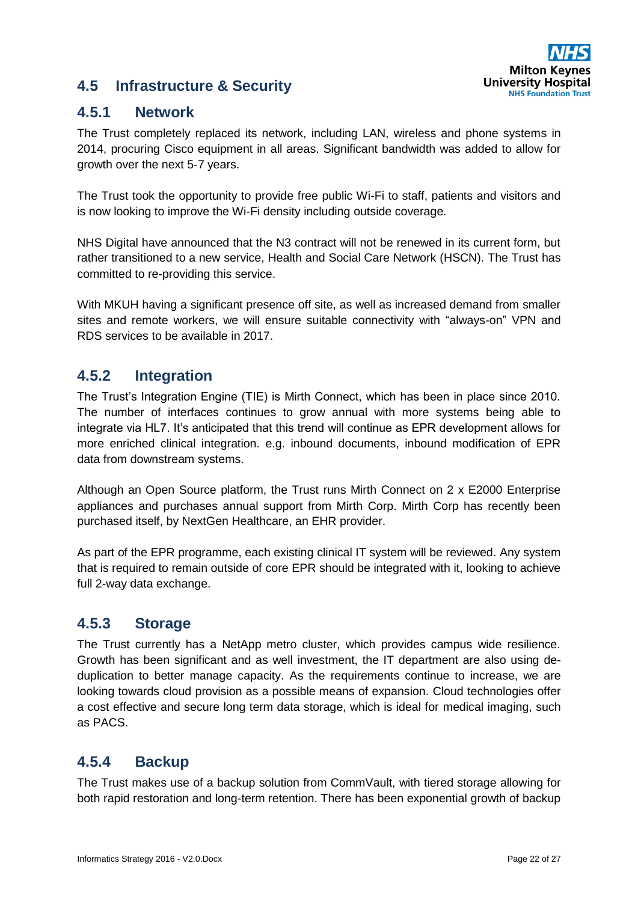## 4.5 Infrastructure & Security

### 4.5.1 Network

The Trust completely replaced its network, including LAN, wireless and phone systems in 2014, procuring Cisco equipment in all areas. Significant bandwidth was added to allow for growth over the next 5-7 years.

The Trust took the opportunity to provide free public Wi-Fi to staff, patients and visitors and is now looking to improve the Wi-Fi density including outside coverage.

NHS Digital have announced that the N3 contract will not be renewed in its current form, but rather transitioned to a new service, Health and Social Care Network (HSCN). The Trust has committed to re-providing this service.

With MKUH having a significant presence off site, as well as increased demand from smaller sites and remote workers, we will ensure suitable connectivity with "always-on" VPN and RDS services to be available in 2017.

### 4.5.2 Integration

The Trust's Integration Engine (TIE) is Mirth Connect, which has been in place since 2010. The number of interfaces continues to grow annual with more systems being able to integrate via HL7. It's anticipated that this trend will continue as EPR development allows for more enriched clinical integration. e.g. inbound documents, inbound modification of EPR data from downstream systems.

Although an Open Source platform, the Trust runs Mirth Connect on 2 x E2000 Enterprise appliances and purchases annual support from Mirth Corp. Mirth Corp has recently been purchased itself, by NextGen Healthcare, an EHR provider.

As part of the EPR programme, each existing clinical IT system will be reviewed. Any system that is required to remain outside of core EPR should be integrated with it, looking to achieve full 2-way data exchange.

### 4.5.3 Storage

The Trust currently has a NetApp metro cluster, which provides campus wide resilience. Growth has been significant and as well investment, the IT department are also using de-duplication to better manage capacity. As the requirements continue to increase, we are looking towards cloud provision as a possible means of expansion. Cloud technologies offer a cost effective and secure long term data storage, which is ideal for medical imaging, such as PACS.

### 4.5.4 Backup

The Trust makes use of a backup solution from CommVault, with tiered storage allowing for both rapid restoration and long-term retention. There has been exponential growth of backup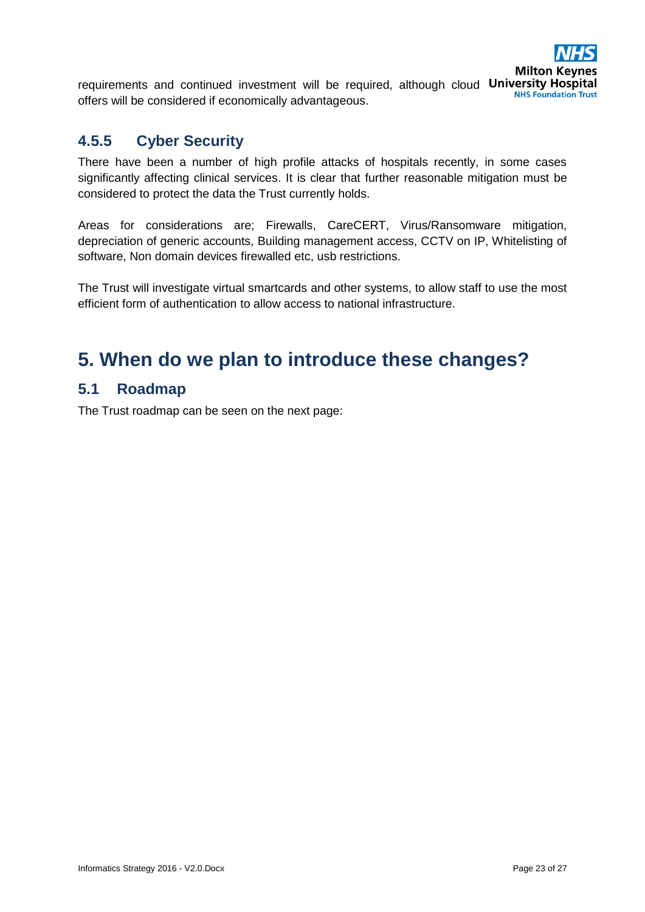requirements and continued investment will be required, although cloud offers will be considered if economically advantageous.

### 4.5.5 Cyber Security

There have been a number of high profile attacks of hospitals recently, in some cases significantly affecting clinical services. It is clear that further reasonable mitigation must be considered to protect the data the Trust currently holds.

Areas for considerations are; Firewalls, CareCERT, Virus/Ransomware mitigation, depreciation of generic accounts, Building management access, CCTV on IP, Whitelisting of software, Non domain devices firewalled etc, usb restrictions.

The Trust will investigate virtual smartcards and other systems, to allow staff to use the most efficient form of authentication to allow access to national infrastructure.

# 5. When do we plan to introduce these changes?

## 5.1 Roadmap

The Trust roadmap can be seen on the next page: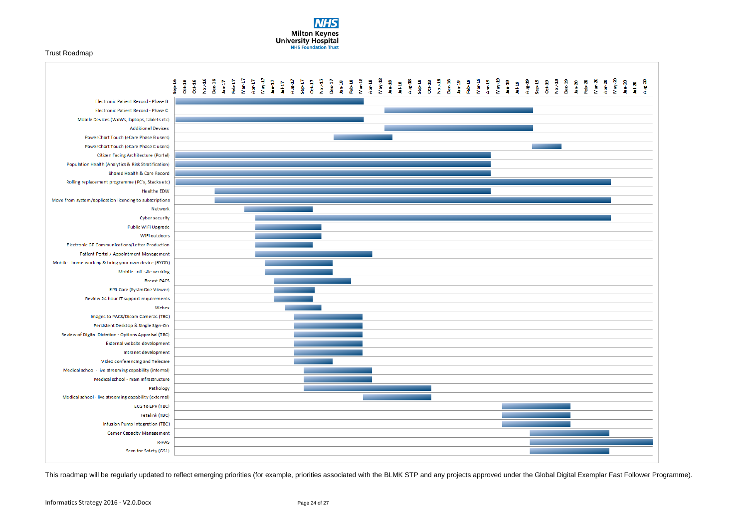Trust Roadmap

| Project | Start | End |
|---|---|---|
| Electronic Patient Record - Phase B: | Sep-16 | Mar-18 |
| Electronic Patient Record - Phase C: | Jun-18 | Aug-19 |
| Mobile Devices (WoWs, laptops, tablets etc) | Sep-16 | Mar-18 |
| Additional Devices | Jun-18 | Aug-19 |
| PowerChart Touch (eCare Phase B users) | Jan-18 | May-18 |
| PowerChart Touch (eCare Phase C users) | Sep-19 | Oct-19 |
| Citizen Facing Architecture (Portal) | Sep-16 | Apr-19 |
| Population Health (Analytics & Risk Stratification) | Sep-16 | Apr-19 |
| Shared Health & Care Record | Sep-16 | Apr-19 |
| Rolling replacement programme (PC's, Stacks etc) | Sep-16 | Apr-20 |
| Healthe EDW | Dec-16 | Apr-19 |
| Move from system/application licencing to subscriptions | Dec-16 | Apr-20 |
| Network | Mar-17 | Oct-17 |
| Cyber security | Apr-17 | Apr-20 |
| Public WiFi Upgrade | Apr-17 | Oct-17 |
| WiFi outdoors | Apr-17 | Oct-17 |
| Electronic GP Communications/Letter Production | Apr-17 | Oct-17 |
| Patient Portal / Appointment Management | Apr-17 | Apr-18 |
| Mobile - home working & bring your own device (BYOD) | May-17 | Dec-17 |
| Mobile - off-site working | May-17 | Dec-17 |
| Breast PACS | Jun-17 | Feb-18 |
| EPR Core (SystmOne Viewer) | Jun-17 | Sep-17 |
| Review 24 hour IT support requirements | Jun-17 | Sep-17 |
| Webex | Jul-17 | Oct-17 |
| Images to PACS/Dicom Cameras (TBC) | Aug-17 | Mar-18 |
| Persistent Desktop & Single Sign-On | Aug-17 | Mar-18 |
| Review of Digital Dictation - Options Appraisal (TBC) | Aug-17 | Mar-18 |
| External website development | Aug-17 | Mar-18 |
| Intranet development | Aug-17 | Mar-18 |
| Video conferencing and Telecare | Aug-17 | Dec-17 |
| Medical school - live streaming capability (internal) | Sep-17 | Apr-18 |
| Medical school - main infrastructure | Sep-17 | Apr-18 |
| Pathology | Sep-17 | Oct-18 |
| Medical school - live streaming capability (external) | Mar-18 | Oct-18 |
| ECG to EPR (TBC) | Jun-19 | Dec-19 |
| Fetalink (TBC) | Jun-19 | Dec-19 |
| Infusion Pump Integration (TBC) | Jun-19 | Dec-19 |
| Cerner Capacity Management | Sep-19 | Apr-20 |
| R-PAS | Sep-19 | Aug-20 |
| Scan for Safety (GS1) | Sep-19 | Apr-20 |

This roadmap will be regularly updated to reflect emerging priorities (for example, priorities associated with the BLMK STP and any projects approved under the Global Digital Exemplar Fast Follower Programme).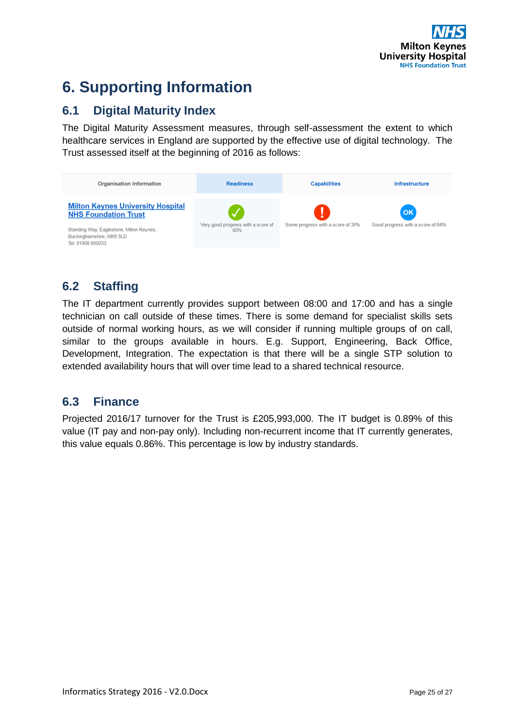# 6. Supporting Information

## 6.1 Digital Maturity Index

The Digital Maturity Assessment measures, through self-assessment the extent to which healthcare services in England are supported by the effective use of digital technology. The Trust assessed itself at the beginning of 2016 as follows:

| Organisation Information | Readiness | Capabilities | Infrastructure |
|---|---|---|---|
| **Milton Keynes University Hospital NHS Foundation Trust**<br>Standing Way, Eaglestone, Milton Keynes, Buckinghamshire, MK6 5LD<br>Tel: 01908 660033 | ✓ Very good progress with a score of 80% | ! Some progress with a score of 39% | OK Good progress with a score of 64% |

## 6.2 Staffing

The IT department currently provides support between 08:00 and 17:00 and has a single technician on call outside of these times. There is some demand for specialist skills sets outside of normal working hours, as we will consider if running multiple groups of on call, similar to the groups available in hours. E.g. Support, Engineering, Back Office, Development, Integration. The expectation is that there will be a single STP solution to extended availability hours that will over time lead to a shared technical resource.

## 6.3 Finance

Projected 2016/17 turnover for the Trust is £205,993,000. The IT budget is 0.89% of this value (IT pay and non-pay only). Including non-recurrent income that IT currently generates, this value equals 0.86%. This percentage is low by industry standards.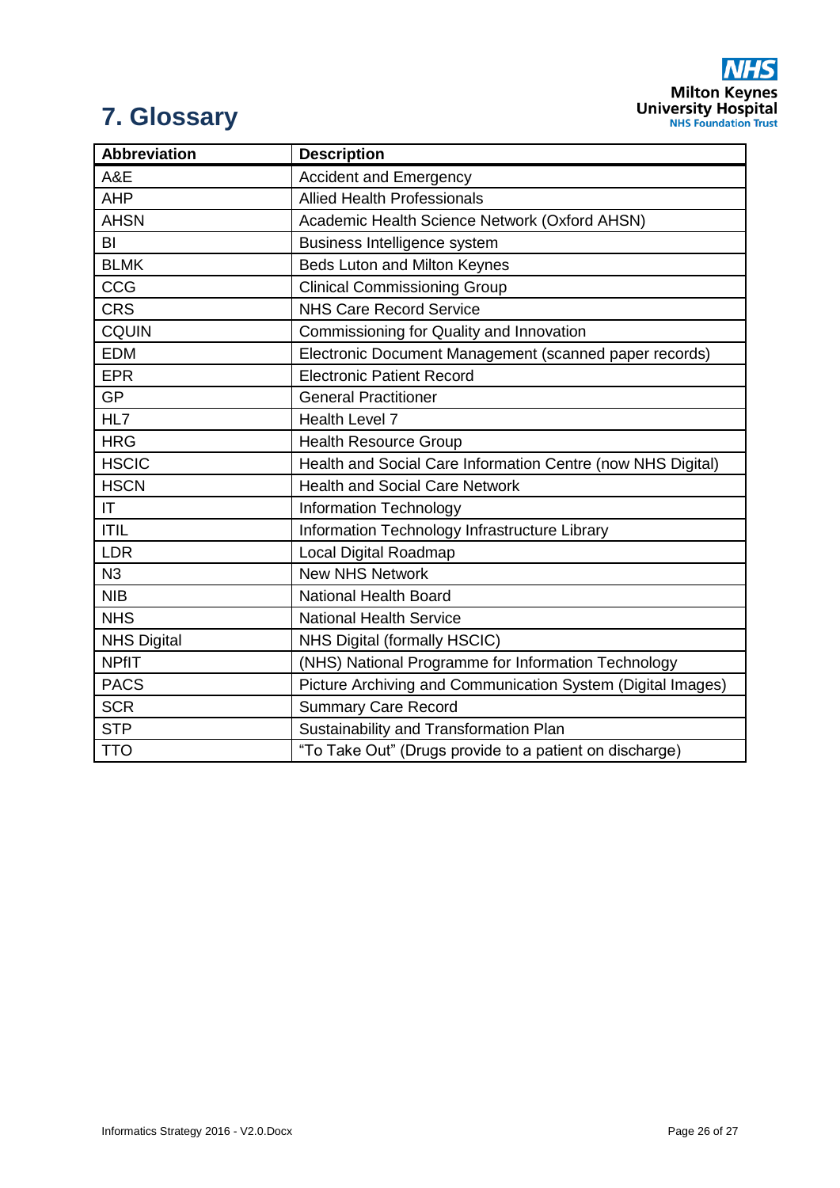# 7. Glossary

| Abbreviation | Description |
| --- | --- |
| A&E | Accident and Emergency |
| AHP | Allied Health Professionals |
| AHSN | Academic Health Science Network (Oxford AHSN) |
| BI | Business Intelligence system |
| BLMK | Beds Luton and Milton Keynes |
| CCG | Clinical Commissioning Group |
| CRS | NHS Care Record Service |
| CQUIN | Commissioning for Quality and Innovation |
| EDM | Electronic Document Management (scanned paper records) |
| EPR | Electronic Patient Record |
| GP | General Practitioner |
| HL7 | Health Level 7 |
| HRG | Health Resource Group |
| HSCIC | Health and Social Care Information Centre (now NHS Digital) |
| HSCN | Health and Social Care Network |
| IT | Information Technology |
| ITIL | Information Technology Infrastructure Library |
| LDR | Local Digital Roadmap |
| N3 | New NHS Network |
| NIB | National Health Board |
| NHS | National Health Service |
| NHS Digital | NHS Digital (formally HSCIC) |
| NPfIT | (NHS) National Programme for Information Technology |
| PACS | Picture Archiving and Communication System (Digital Images) |
| SCR | Summary Care Record |
| STP | Sustainability and Transformation Plan |
| TTO | "To Take Out" (Drugs provide to a patient on discharge) |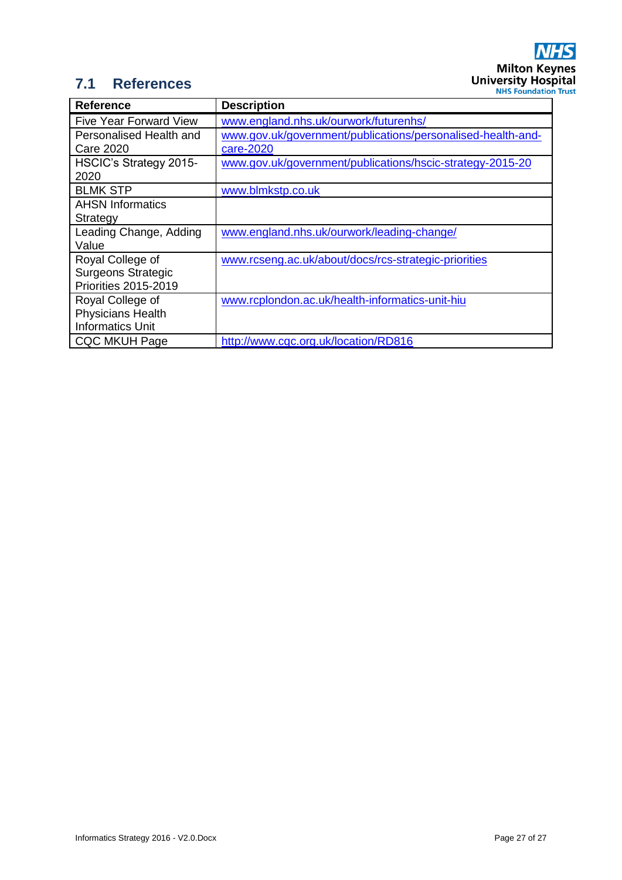## 7.1 References

| Reference | Description |
|---|---|
| Five Year Forward View | www.england.nhs.uk/ourwork/futurenhs/ |
| Personalised Health and Care 2020 | www.gov.uk/government/publications/personalised-health-and-care-2020 |
| HSCIC's Strategy 2015-2020 | www.gov.uk/government/publications/hscic-strategy-2015-20 |
| BLMK STP | www.blmkstp.co.uk |
| AHSN Informatics Strategy | |
| Leading Change, Adding Value | www.england.nhs.uk/ourwork/leading-change/ |
| Royal College of Surgeons Strategic Priorities 2015-2019 | www.rcseng.ac.uk/about/docs/rcs-strategic-priorities |
| Royal College of Physicians Health Informatics Unit | www.rcplondon.ac.uk/health-informatics-unit-hiu |
| CQC MKUH Page | http://www.cqc.org.uk/location/RD816 |